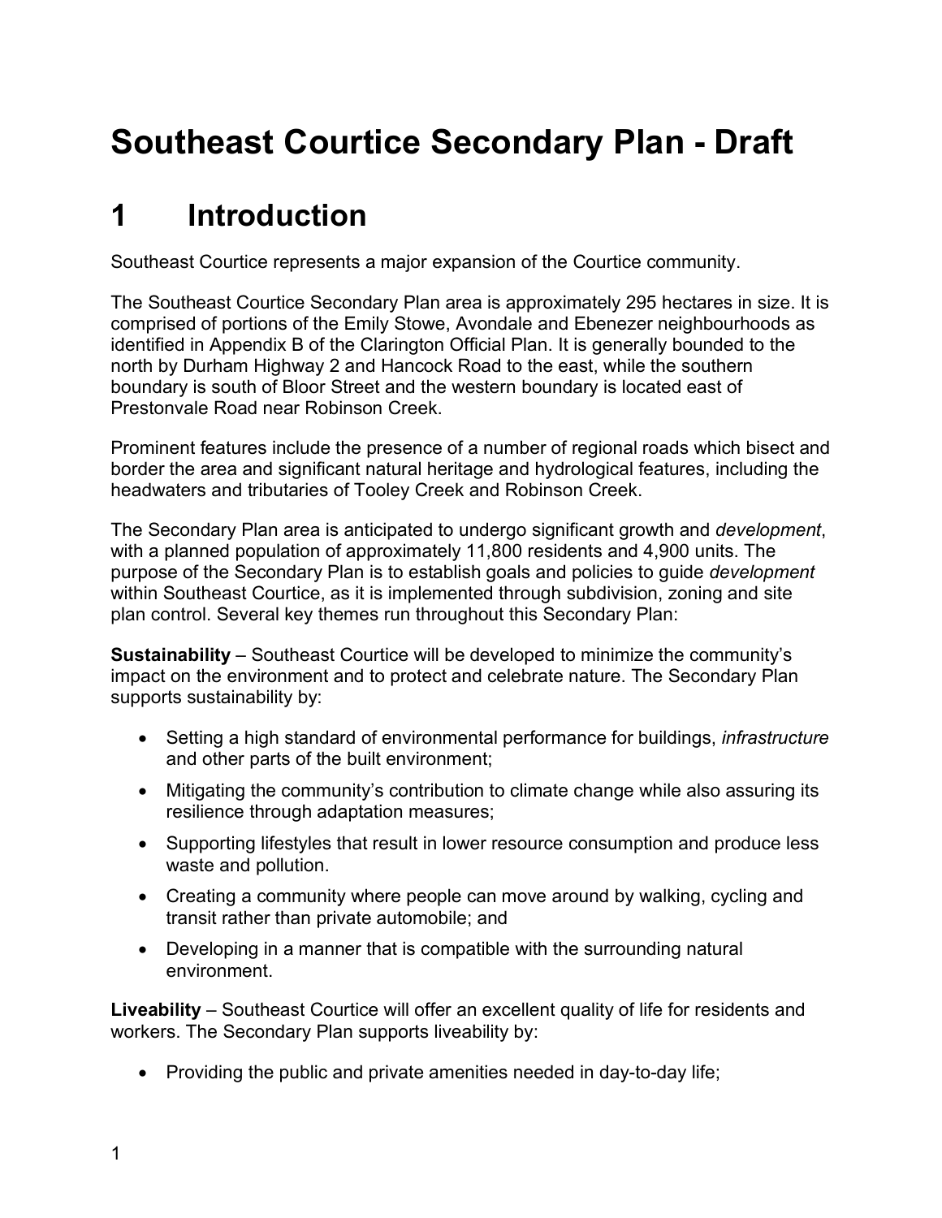# Southeast Courtice Secondary Plan - Draft

# 1 Introduction

Southeast Courtice represents a major expansion of the Courtice community.

The Southeast Courtice Secondary Plan area is approximately 295 hectares in size. It is comprised of portions of the Emily Stowe, Avondale and Ebenezer neighbourhoods as identified in Appendix B of the Clarington Official Plan. It is generally bounded to the north by Durham Highway 2 and Hancock Road to the east, while the southern boundary is south of Bloor Street and the western boundary is located east of Prestonvale Road near Robinson Creek.

Prominent features include the presence of a number of regional roads which bisect and border the area and significant natural heritage and hydrological features, including the headwaters and tributaries of Tooley Creek and Robinson Creek.

The Secondary Plan area is anticipated to undergo significant growth and *development*, with a planned population of approximately 11,800 residents and 4,900 units. The purpose of the Secondary Plan is to establish goals and policies to guide *development* within Southeast Courtice, as it is implemented through subdivision, zoning and site plan control. Several key themes run throughout this Secondary Plan:

**Sustainability** – Southeast Courtice will be developed to minimize the community's impact on the environment and to protect and celebrate nature. The Secondary Plan supports sustainability by:

- Setting a high standard of environmental performance for buildings, *infrastructure* and other parts of the built environment;
- Mitigating the community's contribution to climate change while also assuring its resilience through adaptation measures;
- Supporting lifestyles that result in lower resource consumption and produce less waste and pollution.
- Creating a community where people can move around by walking, cycling and transit rather than private automobile; and
- Developing in a manner that is compatible with the surrounding natural environment.

**Liveability** – Southeast Courtice will offer an excellent quality of life for residents and workers. The Secondary Plan supports liveability by:

- Providing the public and private amenities needed in day-to-day life;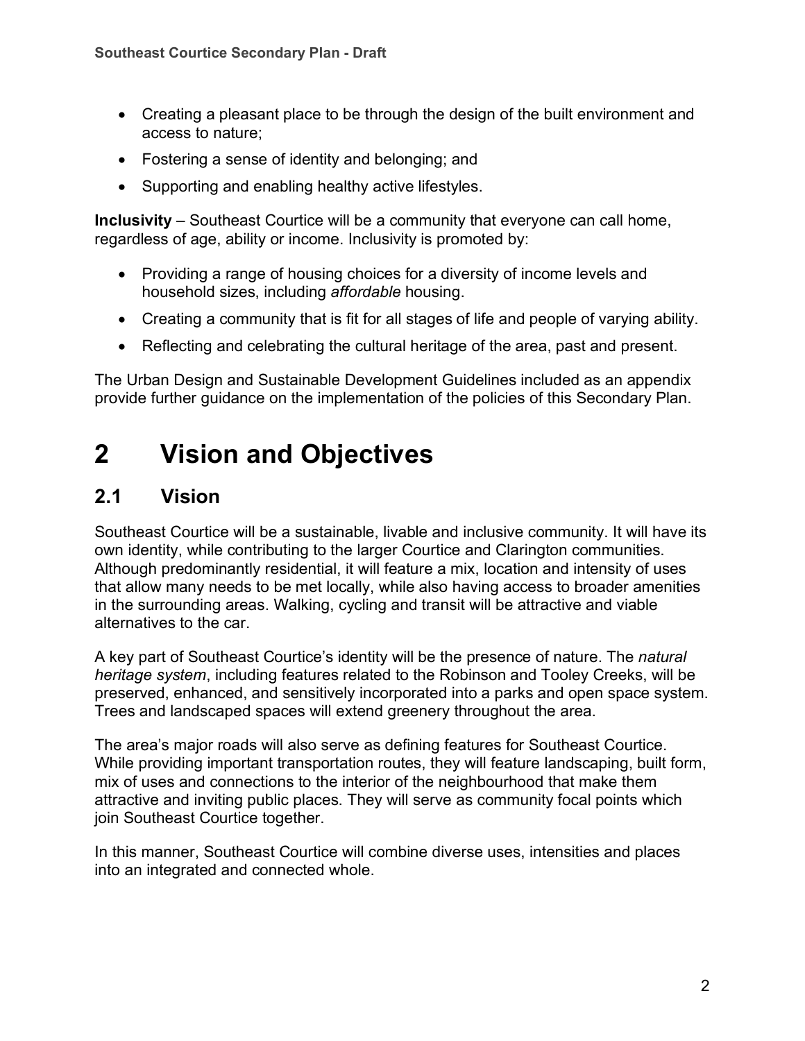- Creating a pleasant place to be through the design of the built environment and access to nature;
- Fostering a sense of identity and belonging; and
- Supporting and enabling healthy active lifestyles.

**Inclusivity** – Southeast Courtice will be a community that everyone can call home, regardless of age, ability or income. Inclusivity is promoted by:

- Providing a range of housing choices for a diversity of income levels and household sizes, including *affordable* housing.
- Creating a community that is fit for all stages of life and people of varying ability.
- Reflecting and celebrating the cultural heritage of the area, past and present.

The Urban Design and Sustainable Development Guidelines included as an appendix provide further guidance on the implementation of the policies of this Secondary Plan.

# 2 Vision and Objectives

## 2.1 Vision

Southeast Courtice will be a sustainable, livable and inclusive community. It will have its own identity, while contributing to the larger Courtice and Clarington communities. Although predominantly residential, it will feature a mix, location and intensity of uses that allow many needs to be met locally, while also having access to broader amenities in the surrounding areas. Walking, cycling and transit will be attractive and viable alternatives to the car.

A key part of Southeast Courtice's identity will be the presence of nature. The *natural heritage system*, including features related to the Robinson and Tooley Creeks, will be preserved, enhanced, and sensitively incorporated into a parks and open space system. Trees and landscaped spaces will extend greenery throughout the area.

The area's major roads will also serve as defining features for Southeast Courtice. While providing important transportation routes, they will feature landscaping, built form, mix of uses and connections to the interior of the neighbourhood that make them attractive and inviting public places. They will serve as community focal points which join Southeast Courtice together.

In this manner, Southeast Courtice will combine diverse uses, intensities and places into an integrated and connected whole.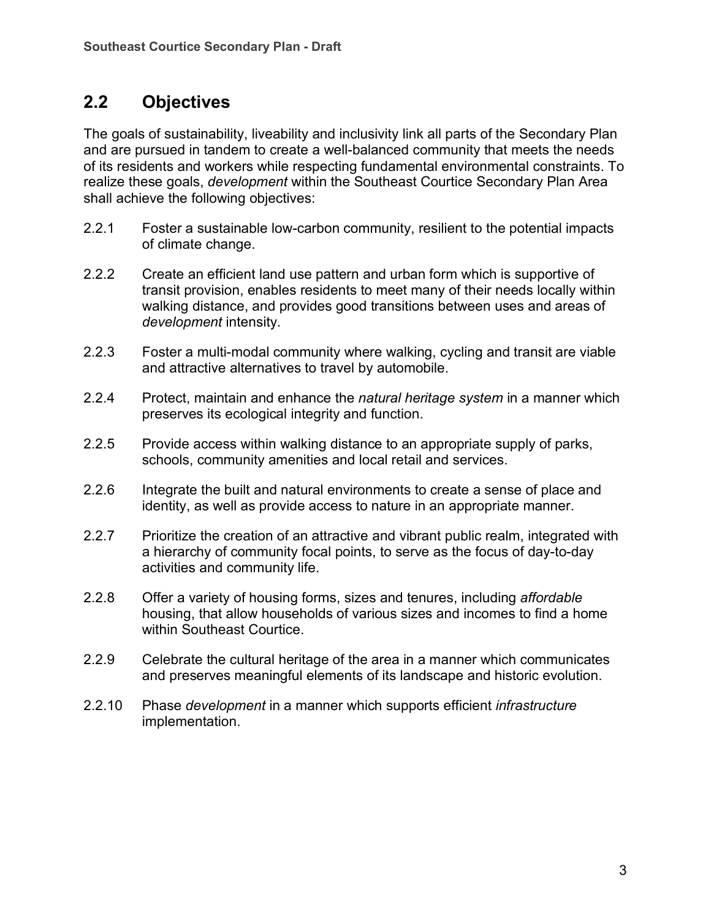## 2.2 Objectives

The goals of sustainability, liveability and inclusivity link all parts of the Secondary Plan and are pursued in tandem to create a well-balanced community that meets the needs of its residents and workers while respecting fundamental environmental constraints. To realize these goals, *development* within the Southeast Courtice Secondary Plan Area shall achieve the following objectives:

2.2.1 Foster a sustainable low-carbon community, resilient to the potential impacts of climate change.

2.2.2 Create an efficient land use pattern and urban form which is supportive of transit provision, enables residents to meet many of their needs locally within walking distance, and provides good transitions between uses and areas of *development* intensity.

2.2.3 Foster a multi-modal community where walking, cycling and transit are viable and attractive alternatives to travel by automobile.

2.2.4 Protect, maintain and enhance the *natural heritage system* in a manner which preserves its ecological integrity and function.

2.2.5 Provide access within walking distance to an appropriate supply of parks, schools, community amenities and local retail and services.

2.2.6 Integrate the built and natural environments to create a sense of place and identity, as well as provide access to nature in an appropriate manner.

2.2.7 Prioritize the creation of an attractive and vibrant public realm, integrated with a hierarchy of community focal points, to serve as the focus of day-to-day activities and community life.

2.2.8 Offer a variety of housing forms, sizes and tenures, including *affordable* housing, that allow households of various sizes and incomes to find a home within Southeast Courtice.

2.2.9 Celebrate the cultural heritage of the area in a manner which communicates and preserves meaningful elements of its landscape and historic evolution.

2.2.10 Phase *development* in a manner which supports efficient *infrastructure* implementation.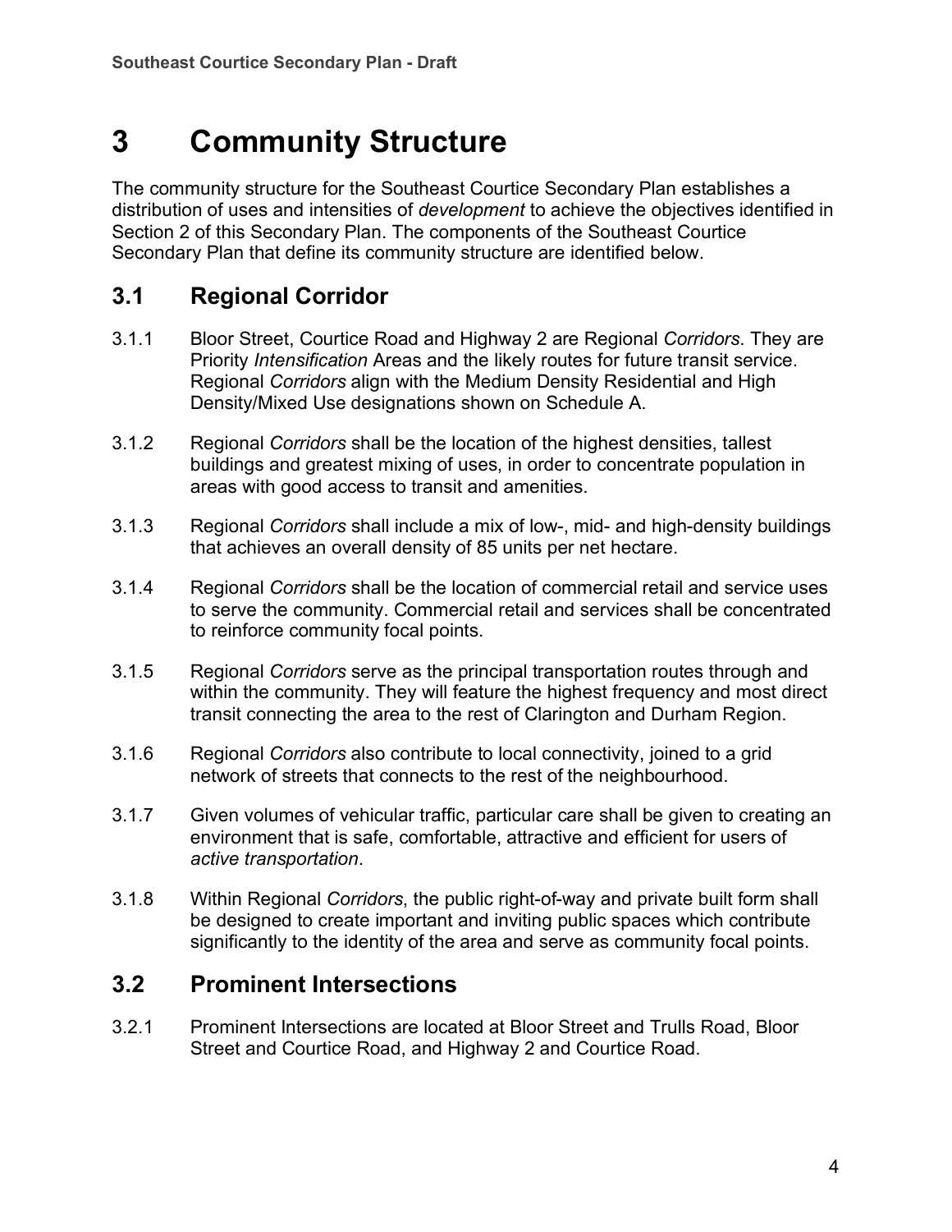# 3 Community Structure

The community structure for the Southeast Courtice Secondary Plan establishes a distribution of uses and intensities of *development* to achieve the objectives identified in Section 2 of this Secondary Plan. The components of the Southeast Courtice Secondary Plan that define its community structure are identified below.

## 3.1 Regional Corridor

3.1.1 Bloor Street, Courtice Road and Highway 2 are Regional *Corridors*. They are Priority *Intensification* Areas and the likely routes for future transit service. Regional *Corridors* align with the Medium Density Residential and High Density/Mixed Use designations shown on Schedule A.

3.1.2 Regional *Corridors* shall be the location of the highest densities, tallest buildings and greatest mixing of uses, in order to concentrate population in areas with good access to transit and amenities.

3.1.3 Regional *Corridors* shall include a mix of low-, mid- and high-density buildings that achieves an overall density of 85 units per net hectare.

3.1.4 Regional *Corridors* shall be the location of commercial retail and service uses to serve the community. Commercial retail and services shall be concentrated to reinforce community focal points.

3.1.5 Regional *Corridors* serve as the principal transportation routes through and within the community. They will feature the highest frequency and most direct transit connecting the area to the rest of Clarington and Durham Region.

3.1.6 Regional *Corridors* also contribute to local connectivity, joined to a grid network of streets that connects to the rest of the neighbourhood.

3.1.7 Given volumes of vehicular traffic, particular care shall be given to creating an environment that is safe, comfortable, attractive and efficient for users of *active transportation*.

3.1.8 Within Regional *Corridors*, the public right-of-way and private built form shall be designed to create important and inviting public spaces which contribute significantly to the identity of the area and serve as community focal points.

## 3.2 Prominent Intersections

3.2.1 Prominent Intersections are located at Bloor Street and Trulls Road, Bloor Street and Courtice Road, and Highway 2 and Courtice Road.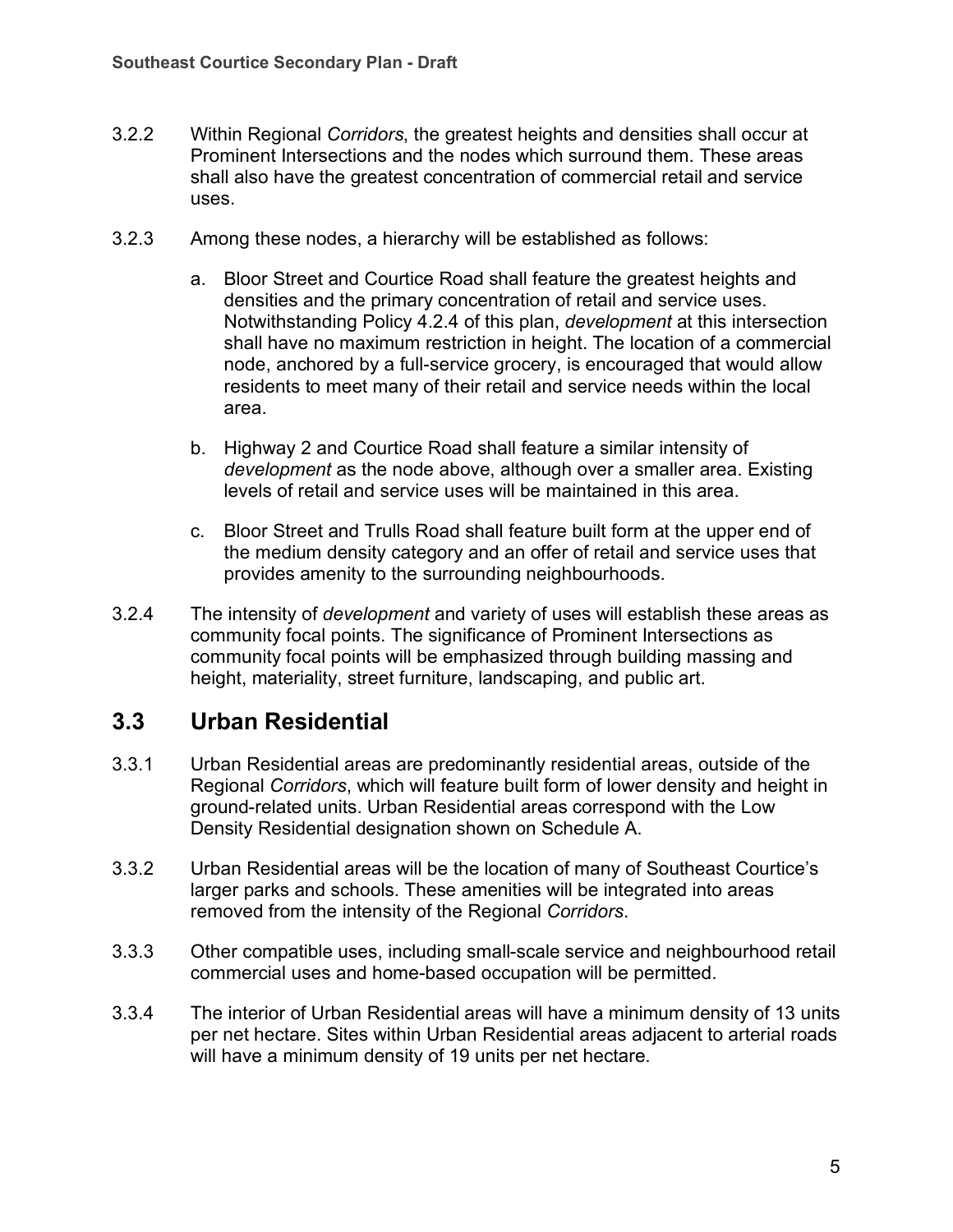3.2.2 Within Regional *Corridors*, the greatest heights and densities shall occur at Prominent Intersections and the nodes which surround them. These areas shall also have the greatest concentration of commercial retail and service uses.

3.2.3 Among these nodes, a hierarchy will be established as follows:

a. Bloor Street and Courtice Road shall feature the greatest heights and densities and the primary concentration of retail and service uses. Notwithstanding Policy 4.2.4 of this plan, *development* at this intersection shall have no maximum restriction in height. The location of a commercial node, anchored by a full-service grocery, is encouraged that would allow residents to meet many of their retail and service needs within the local area.

b. Highway 2 and Courtice Road shall feature a similar intensity of *development* as the node above, although over a smaller area. Existing levels of retail and service uses will be maintained in this area.

c. Bloor Street and Trulls Road shall feature built form at the upper end of the medium density category and an offer of retail and service uses that provides amenity to the surrounding neighbourhoods.

3.2.4 The intensity of *development* and variety of uses will establish these areas as community focal points. The significance of Prominent Intersections as community focal points will be emphasized through building massing and height, materiality, street furniture, landscaping, and public art.

## 3.3 Urban Residential

3.3.1 Urban Residential areas are predominantly residential areas, outside of the Regional *Corridors*, which will feature built form of lower density and height in ground-related units. Urban Residential areas correspond with the Low Density Residential designation shown on Schedule A.

3.3.2 Urban Residential areas will be the location of many of Southeast Courtice's larger parks and schools. These amenities will be integrated into areas removed from the intensity of the Regional *Corridors*.

3.3.3 Other compatible uses, including small-scale service and neighbourhood retail commercial uses and home-based occupation will be permitted.

3.3.4 The interior of Urban Residential areas will have a minimum density of 13 units per net hectare. Sites within Urban Residential areas adjacent to arterial roads will have a minimum density of 19 units per net hectare.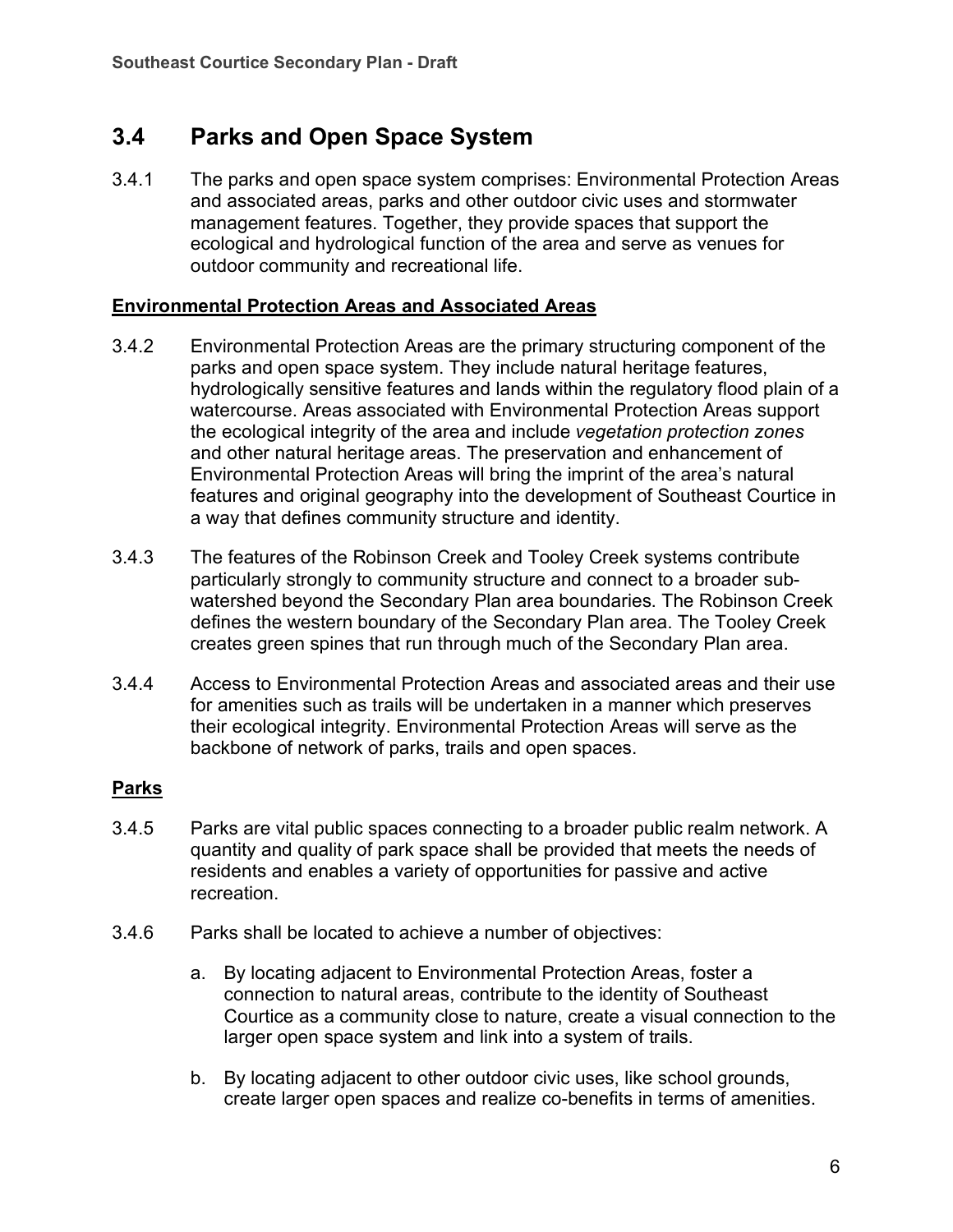## 3.4 Parks and Open Space System

3.4.1 The parks and open space system comprises: Environmental Protection Areas and associated areas, parks and other outdoor civic uses and stormwater management features. Together, they provide spaces that support the ecological and hydrological function of the area and serve as venues for outdoor community and recreational life.

**Environmental Protection Areas and Associated Areas**

3.4.2 Environmental Protection Areas are the primary structuring component of the parks and open space system. They include natural heritage features, hydrologically sensitive features and lands within the regulatory flood plain of a watercourse. Areas associated with Environmental Protection Areas support the ecological integrity of the area and include *vegetation protection zones* and other natural heritage areas. The preservation and enhancement of Environmental Protection Areas will bring the imprint of the area's natural features and original geography into the development of Southeast Courtice in a way that defines community structure and identity.

3.4.3 The features of the Robinson Creek and Tooley Creek systems contribute particularly strongly to community structure and connect to a broader sub-watershed beyond the Secondary Plan area boundaries. The Robinson Creek defines the western boundary of the Secondary Plan area. The Tooley Creek creates green spines that run through much of the Secondary Plan area.

3.4.4 Access to Environmental Protection Areas and associated areas and their use for amenities such as trails will be undertaken in a manner which preserves their ecological integrity. Environmental Protection Areas will serve as the backbone of network of parks, trails and open spaces.

**Parks**

3.4.5 Parks are vital public spaces connecting to a broader public realm network. A quantity and quality of park space shall be provided that meets the needs of residents and enables a variety of opportunities for passive and active recreation.

3.4.6 Parks shall be located to achieve a number of objectives:

a. By locating adjacent to Environmental Protection Areas, foster a connection to natural areas, contribute to the identity of Southeast Courtice as a community close to nature, create a visual connection to the larger open space system and link into a system of trails.

b. By locating adjacent to other outdoor civic uses, like school grounds, create larger open spaces and realize co-benefits in terms of amenities.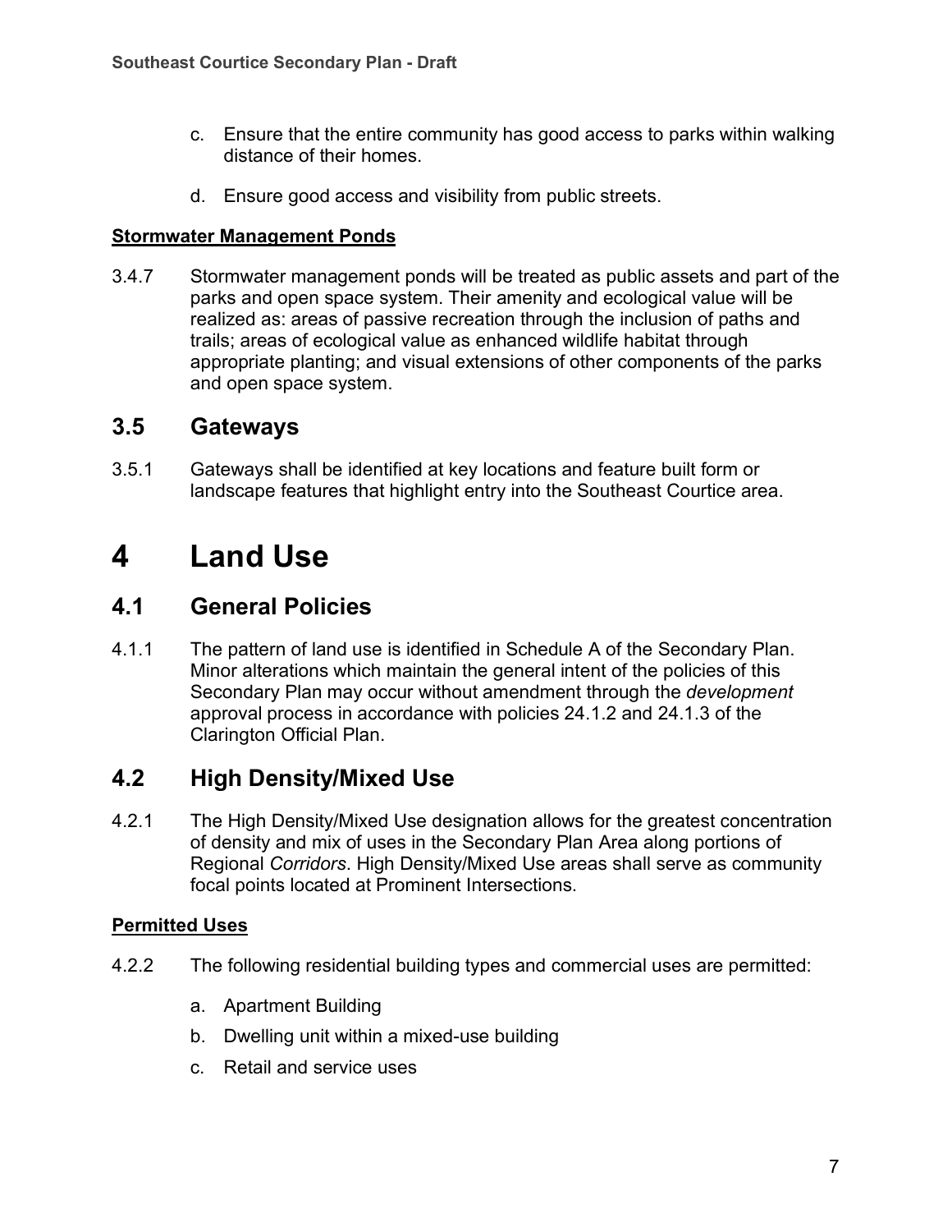c. Ensure that the entire community has good access to parks within walking distance of their homes.

d. Ensure good access and visibility from public streets.

**Stormwater Management Ponds**

3.4.7 Stormwater management ponds will be treated as public assets and part of the parks and open space system. Their amenity and ecological value will be realized as: areas of passive recreation through the inclusion of paths and trails; areas of ecological value as enhanced wildlife habitat through appropriate planting; and visual extensions of other components of the parks and open space system.

## 3.5 Gateways

3.5.1 Gateways shall be identified at key locations and feature built form or landscape features that highlight entry into the Southeast Courtice area.

# 4 Land Use

## 4.1 General Policies

4.1.1 The pattern of land use is identified in Schedule A of the Secondary Plan. Minor alterations which maintain the general intent of the policies of this Secondary Plan may occur without amendment through the *development* approval process in accordance with policies 24.1.2 and 24.1.3 of the Clarington Official Plan.

## 4.2 High Density/Mixed Use

4.2.1 The High Density/Mixed Use designation allows for the greatest concentration of density and mix of uses in the Secondary Plan Area along portions of Regional *Corridors*. High Density/Mixed Use areas shall serve as community focal points located at Prominent Intersections.

**Permitted Uses**

4.2.2 The following residential building types and commercial uses are permitted:

a. Apartment Building

b. Dwelling unit within a mixed-use building

c. Retail and service uses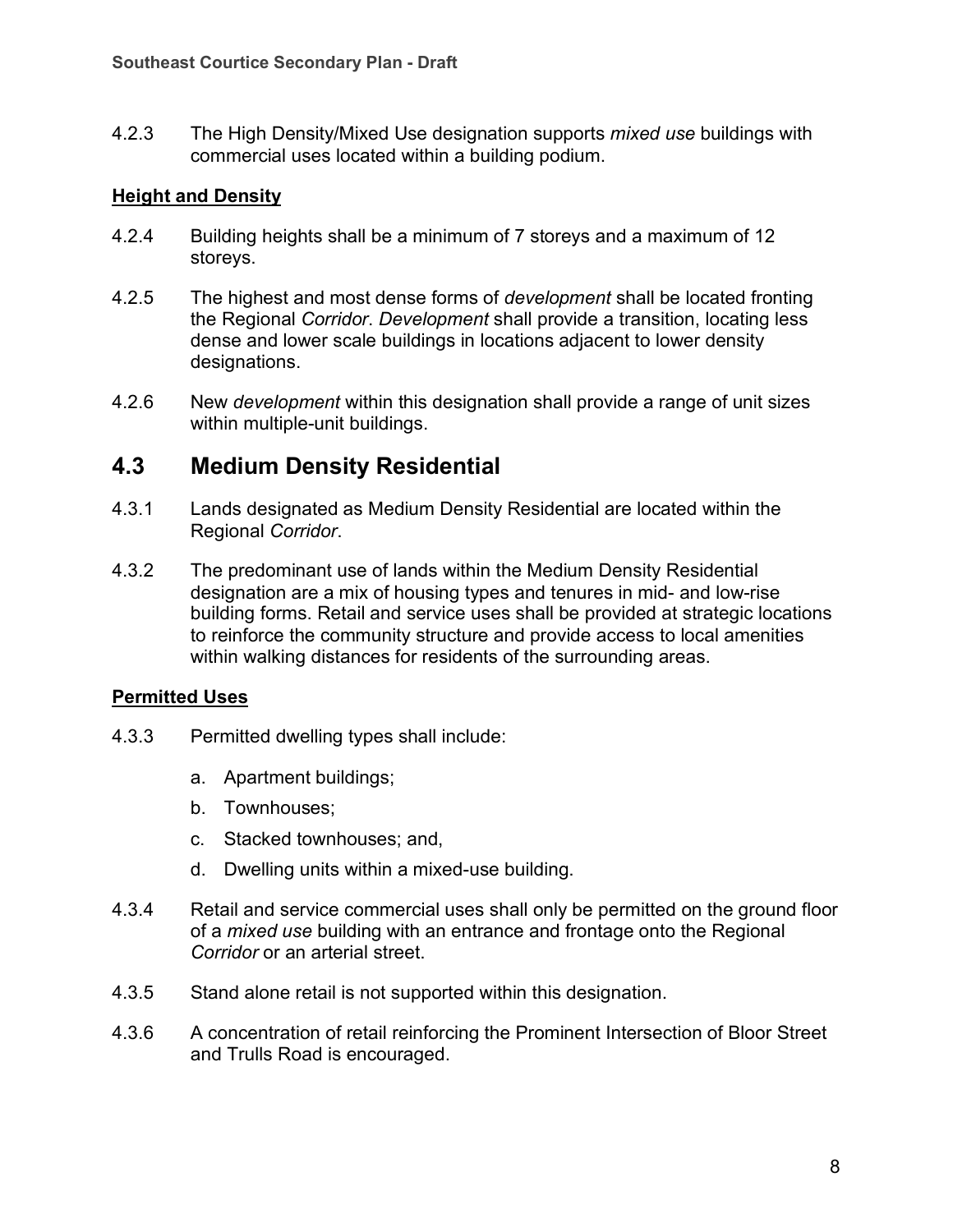4.2.3 The High Density/Mixed Use designation supports *mixed use* buildings with commercial uses located within a building podium.

**Height and Density**

4.2.4 Building heights shall be a minimum of 7 storeys and a maximum of 12 storeys.

4.2.5 The highest and most dense forms of *development* shall be located fronting the Regional *Corridor*. *Development* shall provide a transition, locating less dense and lower scale buildings in locations adjacent to lower density designations.

4.2.6 New *development* within this designation shall provide a range of unit sizes within multiple-unit buildings.

## 4.3 Medium Density Residential

4.3.1 Lands designated as Medium Density Residential are located within the Regional *Corridor*.

4.3.2 The predominant use of lands within the Medium Density Residential designation are a mix of housing types and tenures in mid- and low-rise building forms. Retail and service uses shall be provided at strategic locations to reinforce the community structure and provide access to local amenities within walking distances for residents of the surrounding areas.

**Permitted Uses**

4.3.3 Permitted dwelling types shall include:

a. Apartment buildings;

b. Townhouses;

c. Stacked townhouses; and,

d. Dwelling units within a mixed-use building.

4.3.4 Retail and service commercial uses shall only be permitted on the ground floor of a *mixed use* building with an entrance and frontage onto the Regional *Corridor* or an arterial street.

4.3.5 Stand alone retail is not supported within this designation.

4.3.6 A concentration of retail reinforcing the Prominent Intersection of Bloor Street and Trulls Road is encouraged.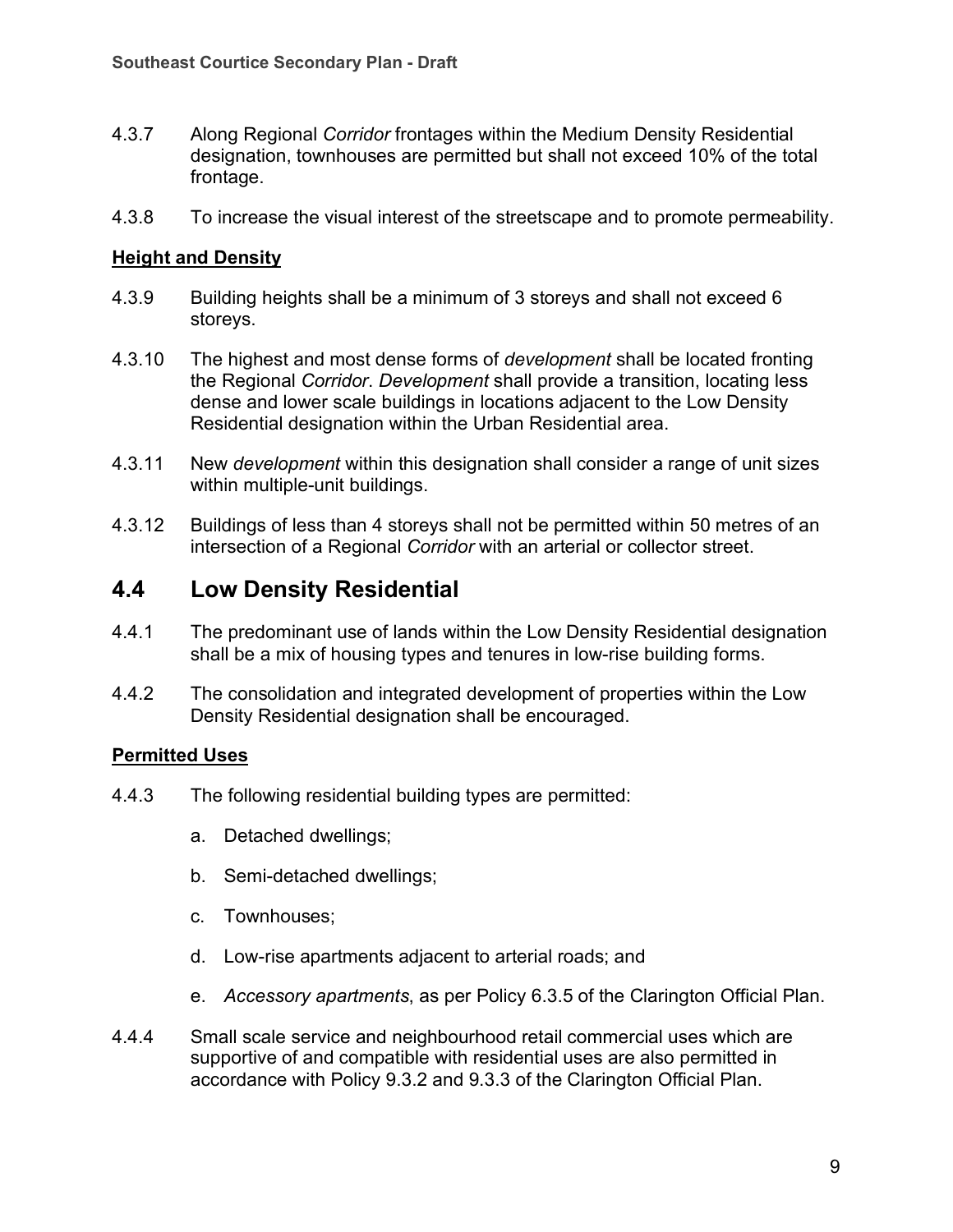4.3.7 Along Regional *Corridor* frontages within the Medium Density Residential designation, townhouses are permitted but shall not exceed 10% of the total frontage.

4.3.8 To increase the visual interest of the streetscape and to promote permeability.

**Height and Density**

4.3.9 Building heights shall be a minimum of 3 storeys and shall not exceed 6 storeys.

4.3.10 The highest and most dense forms of *development* shall be located fronting the Regional *Corridor*. *Development* shall provide a transition, locating less dense and lower scale buildings in locations adjacent to the Low Density Residential designation within the Urban Residential area.

4.3.11 New *development* within this designation shall consider a range of unit sizes within multiple-unit buildings.

4.3.12 Buildings of less than 4 storeys shall not be permitted within 50 metres of an intersection of a Regional *Corridor* with an arterial or collector street.

## 4.4 Low Density Residential

4.4.1 The predominant use of lands within the Low Density Residential designation shall be a mix of housing types and tenures in low-rise building forms.

4.4.2 The consolidation and integrated development of properties within the Low Density Residential designation shall be encouraged.

**Permitted Uses**

4.4.3 The following residential building types are permitted:

a. Detached dwellings;

b. Semi-detached dwellings;

c. Townhouses;

d. Low-rise apartments adjacent to arterial roads; and

e. *Accessory apartments*, as per Policy 6.3.5 of the Clarington Official Plan.

4.4.4 Small scale service and neighbourhood retail commercial uses which are supportive of and compatible with residential uses are also permitted in accordance with Policy 9.3.2 and 9.3.3 of the Clarington Official Plan.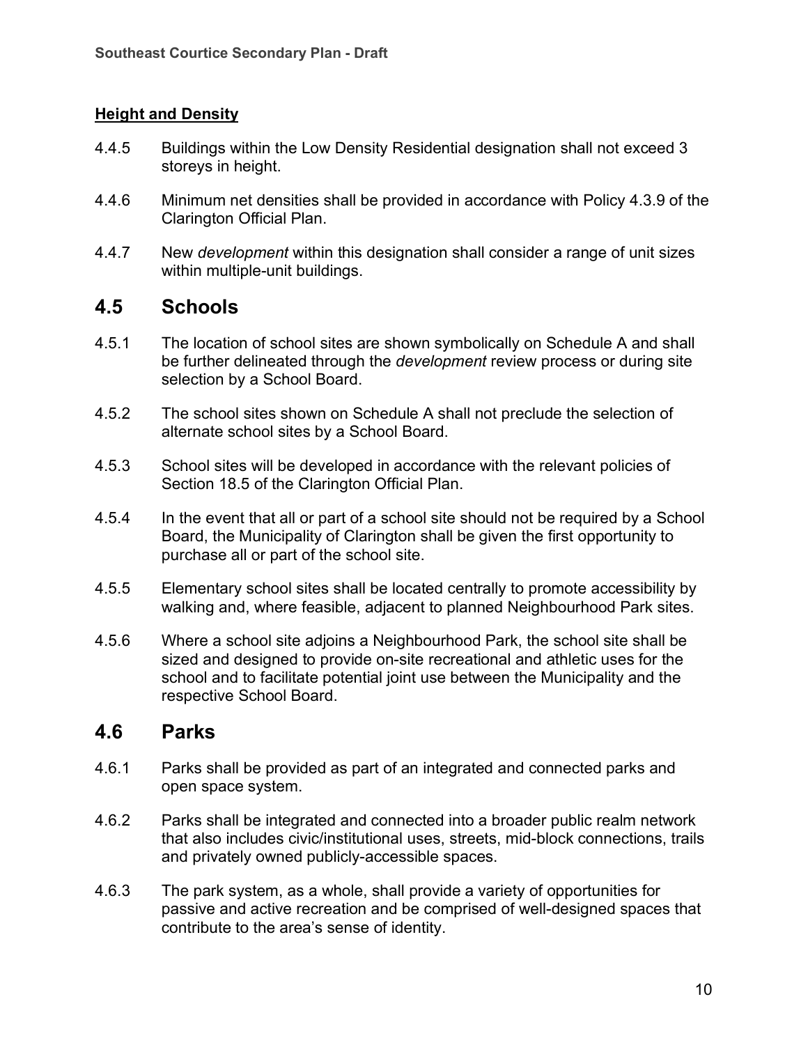**Height and Density**

4.4.5 Buildings within the Low Density Residential designation shall not exceed 3 storeys in height.

4.4.6 Minimum net densities shall be provided in accordance with Policy 4.3.9 of the Clarington Official Plan.

4.4.7 New *development* within this designation shall consider a range of unit sizes within multiple-unit buildings.

## 4.5 Schools

4.5.1 The location of school sites are shown symbolically on Schedule A and shall be further delineated through the *development* review process or during site selection by a School Board.

4.5.2 The school sites shown on Schedule A shall not preclude the selection of alternate school sites by a School Board.

4.5.3 School sites will be developed in accordance with the relevant policies of Section 18.5 of the Clarington Official Plan.

4.5.4 In the event that all or part of a school site should not be required by a School Board, the Municipality of Clarington shall be given the first opportunity to purchase all or part of the school site.

4.5.5 Elementary school sites shall be located centrally to promote accessibility by walking and, where feasible, adjacent to planned Neighbourhood Park sites.

4.5.6 Where a school site adjoins a Neighbourhood Park, the school site shall be sized and designed to provide on-site recreational and athletic uses for the school and to facilitate potential joint use between the Municipality and the respective School Board.

## 4.6 Parks

4.6.1 Parks shall be provided as part of an integrated and connected parks and open space system.

4.6.2 Parks shall be integrated and connected into a broader public realm network that also includes civic/institutional uses, streets, mid-block connections, trails and privately owned publicly-accessible spaces.

4.6.3 The park system, as a whole, shall provide a variety of opportunities for passive and active recreation and be comprised of well-designed spaces that contribute to the area's sense of identity.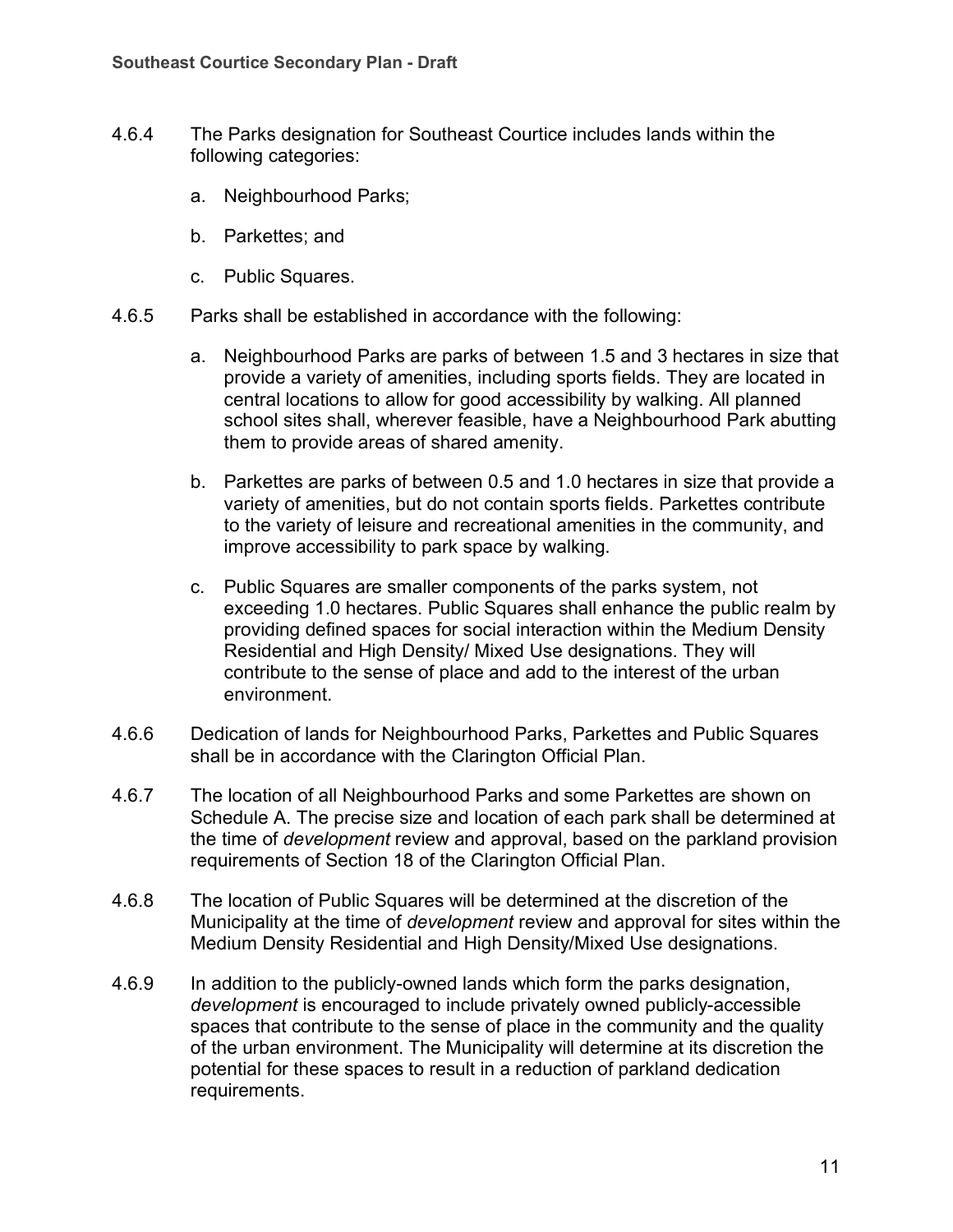4.6.4 The Parks designation for Southeast Courtice includes lands within the following categories:

   a. Neighbourhood Parks;

   b. Parkettes; and

   c. Public Squares.

4.6.5 Parks shall be established in accordance with the following:

   a. Neighbourhood Parks are parks of between 1.5 and 3 hectares in size that provide a variety of amenities, including sports fields. They are located in central locations to allow for good accessibility by walking. All planned school sites shall, wherever feasible, have a Neighbourhood Park abutting them to provide areas of shared amenity.

   b. Parkettes are parks of between 0.5 and 1.0 hectares in size that provide a variety of amenities, but do not contain sports fields. Parkettes contribute to the variety of leisure and recreational amenities in the community, and improve accessibility to park space by walking.

   c. Public Squares are smaller components of the parks system, not exceeding 1.0 hectares. Public Squares shall enhance the public realm by providing defined spaces for social interaction within the Medium Density Residential and High Density/ Mixed Use designations. They will contribute to the sense of place and add to the interest of the urban environment.

4.6.6 Dedication of lands for Neighbourhood Parks, Parkettes and Public Squares shall be in accordance with the Clarington Official Plan.

4.6.7 The location of all Neighbourhood Parks and some Parkettes are shown on Schedule A. The precise size and location of each park shall be determined at the time of *development* review and approval, based on the parkland provision requirements of Section 18 of the Clarington Official Plan.

4.6.8 The location of Public Squares will be determined at the discretion of the Municipality at the time of *development* review and approval for sites within the Medium Density Residential and High Density/Mixed Use designations.

4.6.9 In addition to the publicly-owned lands which form the parks designation, *development* is encouraged to include privately owned publicly-accessible spaces that contribute to the sense of place in the community and the quality of the urban environment. The Municipality will determine at its discretion the potential for these spaces to result in a reduction of parkland dedication requirements.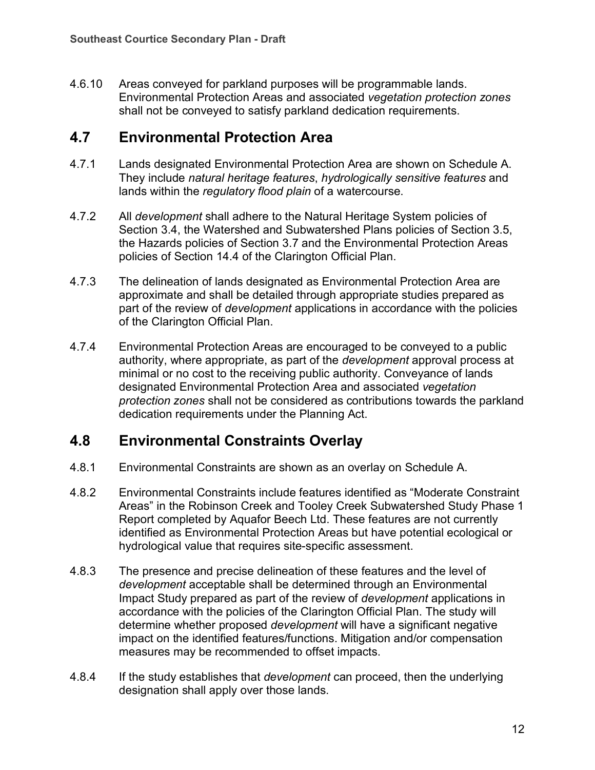4.6.10 Areas conveyed for parkland purposes will be programmable lands. Environmental Protection Areas and associated *vegetation protection zones* shall not be conveyed to satisfy parkland dedication requirements.

## 4.7 Environmental Protection Area

4.7.1 Lands designated Environmental Protection Area are shown on Schedule A. They include *natural heritage features*, *hydrologically sensitive features* and lands within the *regulatory flood plain* of a watercourse.

4.7.2 All *development* shall adhere to the Natural Heritage System policies of Section 3.4, the Watershed and Subwatershed Plans policies of Section 3.5, the Hazards policies of Section 3.7 and the Environmental Protection Areas policies of Section 14.4 of the Clarington Official Plan.

4.7.3 The delineation of lands designated as Environmental Protection Area are approximate and shall be detailed through appropriate studies prepared as part of the review of *development* applications in accordance with the policies of the Clarington Official Plan.

4.7.4 Environmental Protection Areas are encouraged to be conveyed to a public authority, where appropriate, as part of the *development* approval process at minimal or no cost to the receiving public authority. Conveyance of lands designated Environmental Protection Area and associated *vegetation protection zones* shall not be considered as contributions towards the parkland dedication requirements under the Planning Act.

## 4.8 Environmental Constraints Overlay

4.8.1 Environmental Constraints are shown as an overlay on Schedule A.

4.8.2 Environmental Constraints include features identified as “Moderate Constraint Areas” in the Robinson Creek and Tooley Creek Subwatershed Study Phase 1 Report completed by Aquafor Beech Ltd. These features are not currently identified as Environmental Protection Areas but have potential ecological or hydrological value that requires site-specific assessment.

4.8.3 The presence and precise delineation of these features and the level of *development* acceptable shall be determined through an Environmental Impact Study prepared as part of the review of *development* applications in accordance with the policies of the Clarington Official Plan. The study will determine whether proposed *development* will have a significant negative impact on the identified features/functions. Mitigation and/or compensation measures may be recommended to offset impacts.

4.8.4 If the study establishes that *development* can proceed, then the underlying designation shall apply over those lands.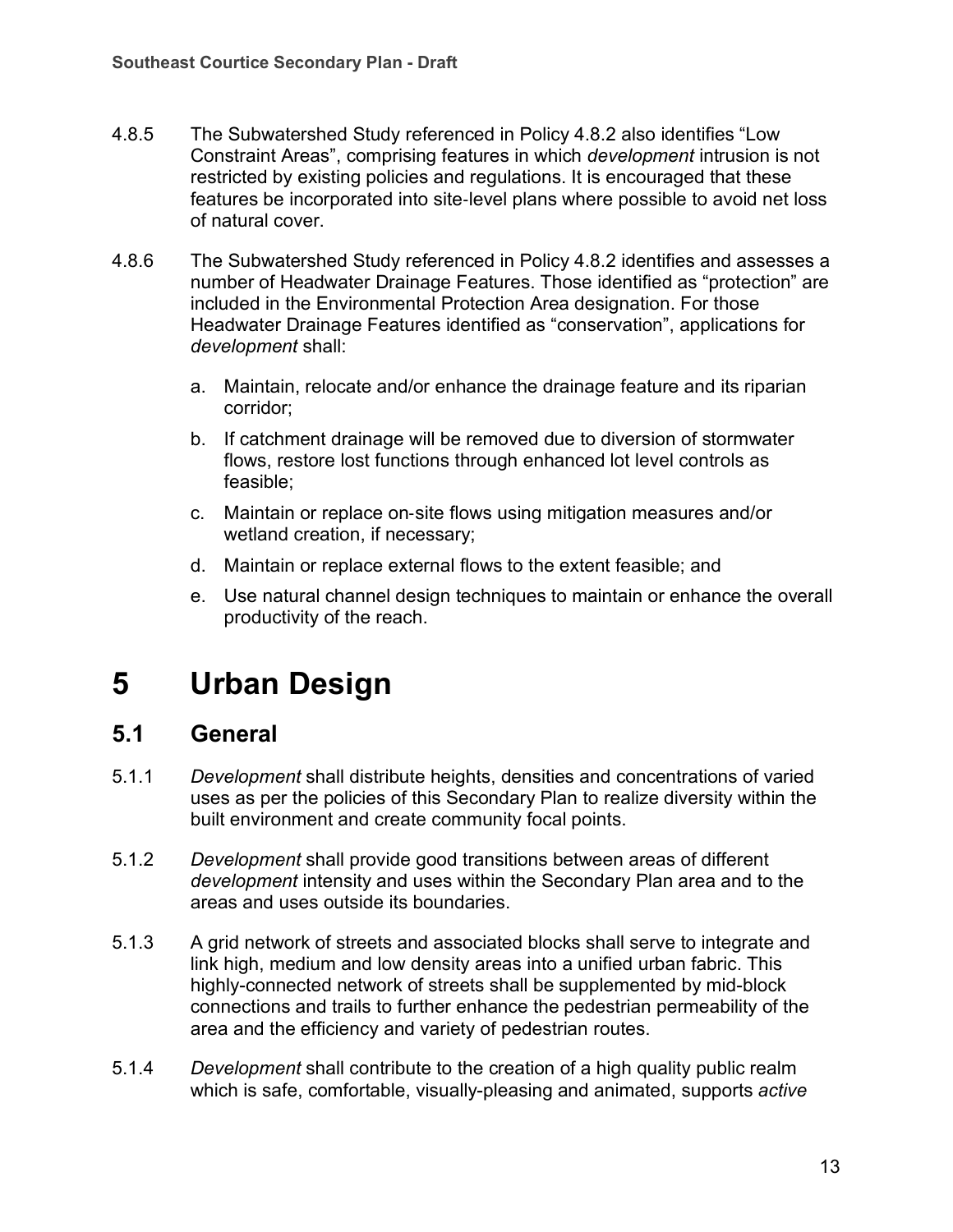4.8.5 The Subwatershed Study referenced in Policy 4.8.2 also identifies “Low Constraint Areas”, comprising features in which *development* intrusion is not restricted by existing policies and regulations. It is encouraged that these features be incorporated into site-level plans where possible to avoid net loss of natural cover.

4.8.6 The Subwatershed Study referenced in Policy 4.8.2 identifies and assesses a number of Headwater Drainage Features. Those identified as “protection” are included in the Environmental Protection Area designation. For those Headwater Drainage Features identified as “conservation”, applications for *development* shall:

a. Maintain, relocate and/or enhance the drainage feature and its riparian corridor;

b. If catchment drainage will be removed due to diversion of stormwater flows, restore lost functions through enhanced lot level controls as feasible;

c. Maintain or replace on-site flows using mitigation measures and/or wetland creation, if necessary;

d. Maintain or replace external flows to the extent feasible; and

e. Use natural channel design techniques to maintain or enhance the overall productivity of the reach.

# 5 Urban Design

## 5.1 General

5.1.1 *Development* shall distribute heights, densities and concentrations of varied uses as per the policies of this Secondary Plan to realize diversity within the built environment and create community focal points.

5.1.2 *Development* shall provide good transitions between areas of different *development* intensity and uses within the Secondary Plan area and to the areas and uses outside its boundaries.

5.1.3 A grid network of streets and associated blocks shall serve to integrate and link high, medium and low density areas into a unified urban fabric. This highly-connected network of streets shall be supplemented by mid-block connections and trails to further enhance the pedestrian permeability of the area and the efficiency and variety of pedestrian routes.

5.1.4 *Development* shall contribute to the creation of a high quality public realm which is safe, comfortable, visually-pleasing and animated, supports *active*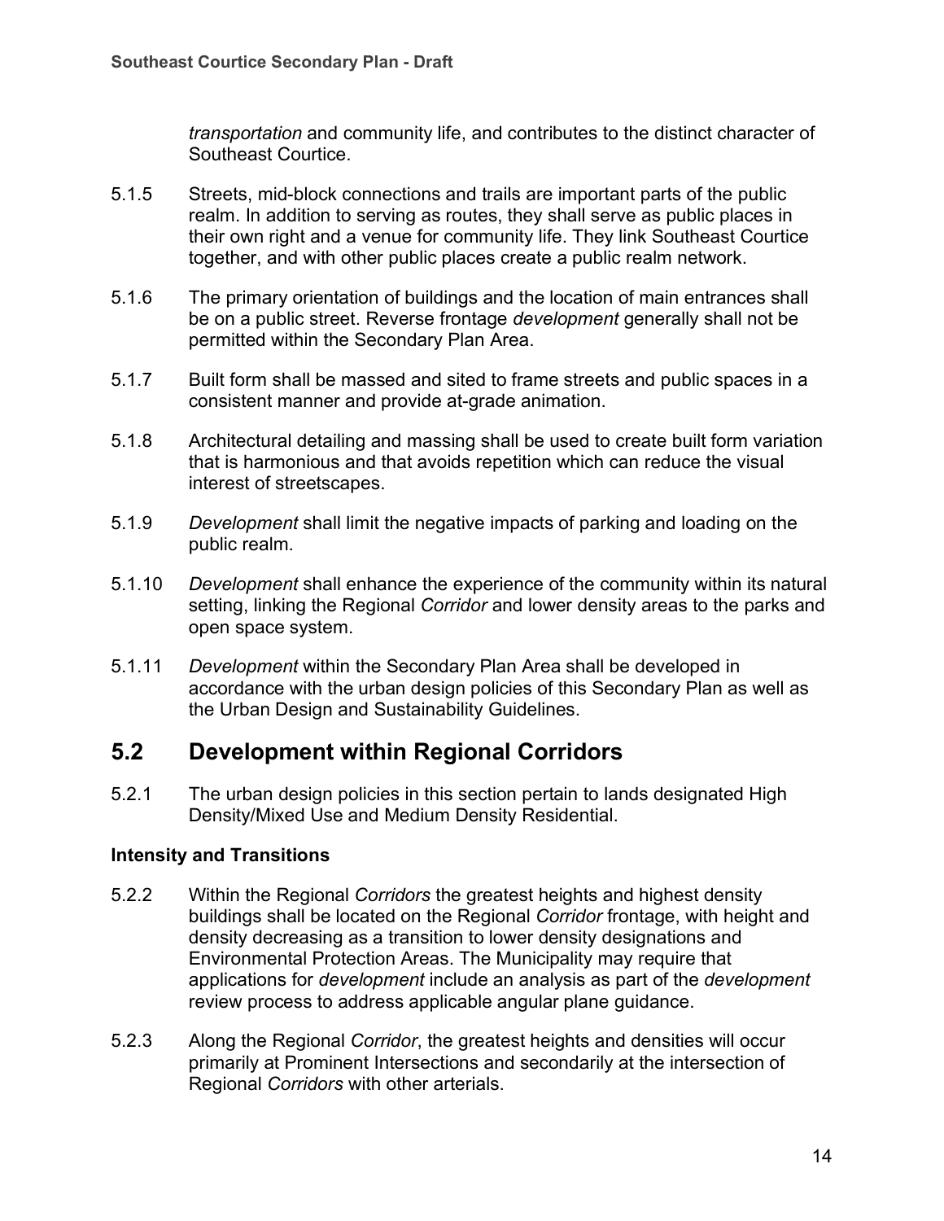*transportation* and community life, and contributes to the distinct character of Southeast Courtice.

5.1.5 Streets, mid-block connections and trails are important parts of the public realm. In addition to serving as routes, they shall serve as public places in their own right and a venue for community life. They link Southeast Courtice together, and with other public places create a public realm network.

5.1.6 The primary orientation of buildings and the location of main entrances shall be on a public street. Reverse frontage *development* generally shall not be permitted within the Secondary Plan Area.

5.1.7 Built form shall be massed and sited to frame streets and public spaces in a consistent manner and provide at-grade animation.

5.1.8 Architectural detailing and massing shall be used to create built form variation that is harmonious and that avoids repetition which can reduce the visual interest of streetscapes.

5.1.9 *Development* shall limit the negative impacts of parking and loading on the public realm.

5.1.10 *Development* shall enhance the experience of the community within its natural setting, linking the Regional *Corridor* and lower density areas to the parks and open space system.

5.1.11 *Development* within the Secondary Plan Area shall be developed in accordance with the urban design policies of this Secondary Plan as well as the Urban Design and Sustainability Guidelines.

## 5.2 Development within Regional Corridors

5.2.1 The urban design policies in this section pertain to lands designated High Density/Mixed Use and Medium Density Residential.

**Intensity and Transitions**

5.2.2 Within the Regional *Corridors* the greatest heights and highest density buildings shall be located on the Regional *Corridor* frontage, with height and density decreasing as a transition to lower density designations and Environmental Protection Areas. The Municipality may require that applications for *development* include an analysis as part of the *development* review process to address applicable angular plane guidance.

5.2.3 Along the Regional *Corridor*, the greatest heights and densities will occur primarily at Prominent Intersections and secondarily at the intersection of Regional *Corridors* with other arterials.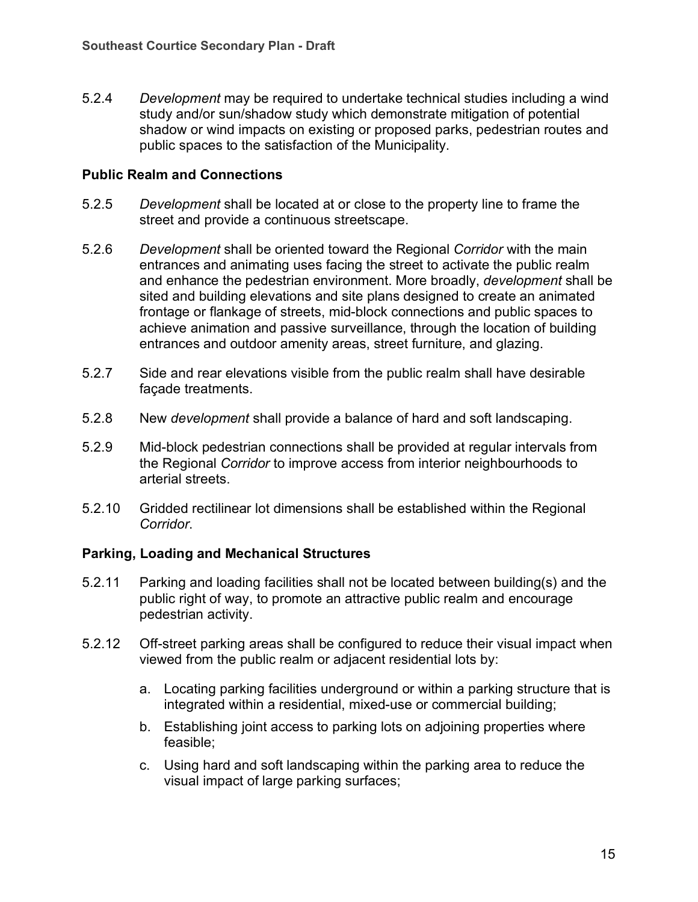5.2.4 *Development* may be required to undertake technical studies including a wind study and/or sun/shadow study which demonstrate mitigation of potential shadow or wind impacts on existing or proposed parks, pedestrian routes and public spaces to the satisfaction of the Municipality.

### Public Realm and Connections

5.2.5 *Development* shall be located at or close to the property line to frame the street and provide a continuous streetscape.

5.2.6 *Development* shall be oriented toward the Regional *Corridor* with the main entrances and animating uses facing the street to activate the public realm and enhance the pedestrian environment. More broadly, *development* shall be sited and building elevations and site plans designed to create an animated frontage or flankage of streets, mid-block connections and public spaces to achieve animation and passive surveillance, through the location of building entrances and outdoor amenity areas, street furniture, and glazing.

5.2.7 Side and rear elevations visible from the public realm shall have desirable façade treatments.

5.2.8 New *development* shall provide a balance of hard and soft landscaping.

5.2.9 Mid-block pedestrian connections shall be provided at regular intervals from the Regional *Corridor* to improve access from interior neighbourhoods to arterial streets.

5.2.10 Gridded rectilinear lot dimensions shall be established within the Regional *Corridor*.

### Parking, Loading and Mechanical Structures

5.2.11 Parking and loading facilities shall not be located between building(s) and the public right of way, to promote an attractive public realm and encourage pedestrian activity.

5.2.12 Off-street parking areas shall be configured to reduce their visual impact when viewed from the public realm or adjacent residential lots by:

a. Locating parking facilities underground or within a parking structure that is integrated within a residential, mixed-use or commercial building;

b. Establishing joint access to parking lots on adjoining properties where feasible;

c. Using hard and soft landscaping within the parking area to reduce the visual impact of large parking surfaces;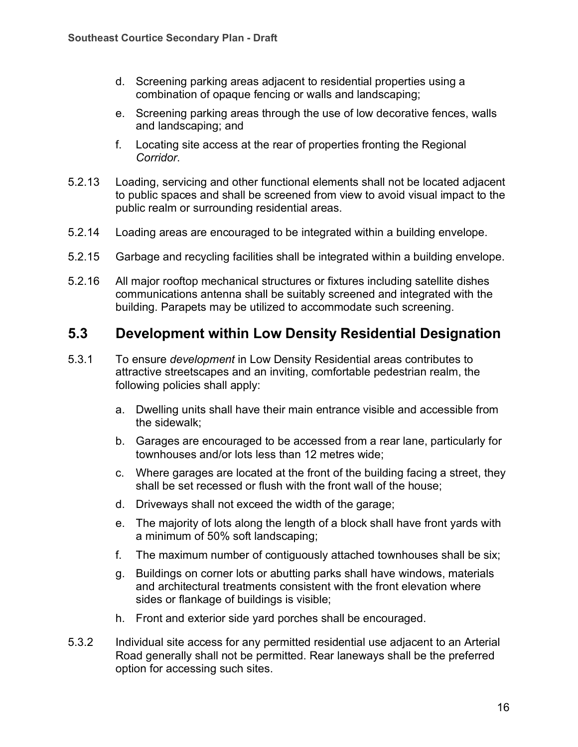d. Screening parking areas adjacent to residential properties using a combination of opaque fencing or walls and landscaping;

e. Screening parking areas through the use of low decorative fences, walls and landscaping; and

f. Locating site access at the rear of properties fronting the Regional *Corridor*.

5.2.13 Loading, servicing and other functional elements shall not be located adjacent to public spaces and shall be screened from view to avoid visual impact to the public realm or surrounding residential areas.

5.2.14 Loading areas are encouraged to be integrated within a building envelope.

5.2.15 Garbage and recycling facilities shall be integrated within a building envelope.

5.2.16 All major rooftop mechanical structures or fixtures including satellite dishes communications antenna shall be suitably screened and integrated with the building. Parapets may be utilized to accommodate such screening.

## 5.3 Development within Low Density Residential Designation

5.3.1 To ensure *development* in Low Density Residential areas contributes to attractive streetscapes and an inviting, comfortable pedestrian realm, the following policies shall apply:

a. Dwelling units shall have their main entrance visible and accessible from the sidewalk;

b. Garages are encouraged to be accessed from a rear lane, particularly for townhouses and/or lots less than 12 metres wide;

c. Where garages are located at the front of the building facing a street, they shall be set recessed or flush with the front wall of the house;

d. Driveways shall not exceed the width of the garage;

e. The majority of lots along the length of a block shall have front yards with a minimum of 50% soft landscaping;

f. The maximum number of contiguously attached townhouses shall be six;

g. Buildings on corner lots or abutting parks shall have windows, materials and architectural treatments consistent with the front elevation where sides or flankage of buildings is visible;

h. Front and exterior side yard porches shall be encouraged.

5.3.2 Individual site access for any permitted residential use adjacent to an Arterial Road generally shall not be permitted. Rear laneways shall be the preferred option for accessing such sites.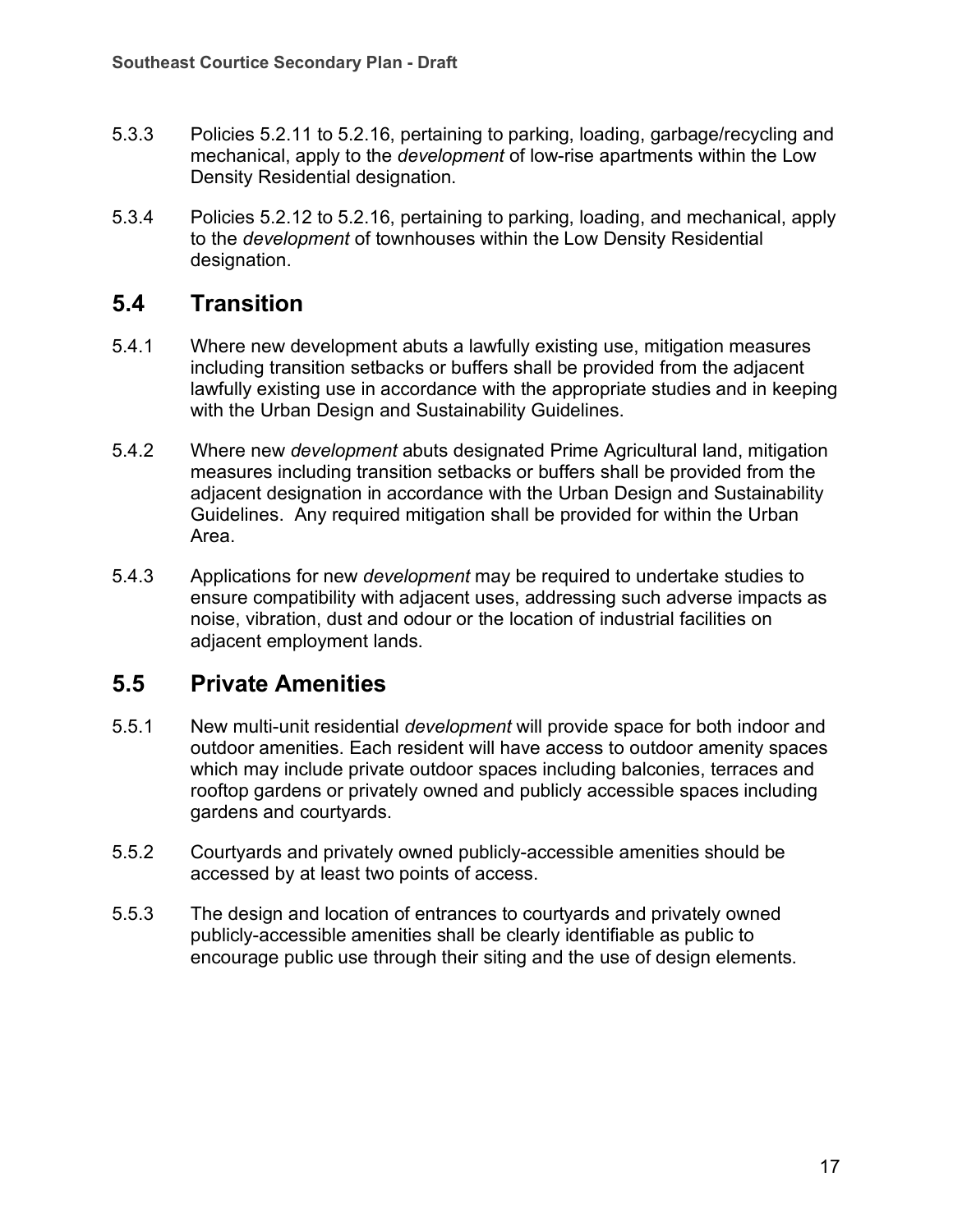5.3.3 Policies 5.2.11 to 5.2.16, pertaining to parking, loading, garbage/recycling and mechanical, apply to the *development* of low-rise apartments within the Low Density Residential designation.

5.3.4 Policies 5.2.12 to 5.2.16, pertaining to parking, loading, and mechanical, apply to the *development* of townhouses within the Low Density Residential designation.

## 5.4 Transition

5.4.1 Where new development abuts a lawfully existing use, mitigation measures including transition setbacks or buffers shall be provided from the adjacent lawfully existing use in accordance with the appropriate studies and in keeping with the Urban Design and Sustainability Guidelines.

5.4.2 Where new *development* abuts designated Prime Agricultural land, mitigation measures including transition setbacks or buffers shall be provided from the adjacent designation in accordance with the Urban Design and Sustainability Guidelines. Any required mitigation shall be provided for within the Urban Area.

5.4.3 Applications for new *development* may be required to undertake studies to ensure compatibility with adjacent uses, addressing such adverse impacts as noise, vibration, dust and odour or the location of industrial facilities on adjacent employment lands.

## 5.5 Private Amenities

5.5.1 New multi-unit residential *development* will provide space for both indoor and outdoor amenities. Each resident will have access to outdoor amenity spaces which may include private outdoor spaces including balconies, terraces and rooftop gardens or privately owned and publicly accessible spaces including gardens and courtyards.

5.5.2 Courtyards and privately owned publicly-accessible amenities should be accessed by at least two points of access.

5.5.3 The design and location of entrances to courtyards and privately owned publicly-accessible amenities shall be clearly identifiable as public to encourage public use through their siting and the use of design elements.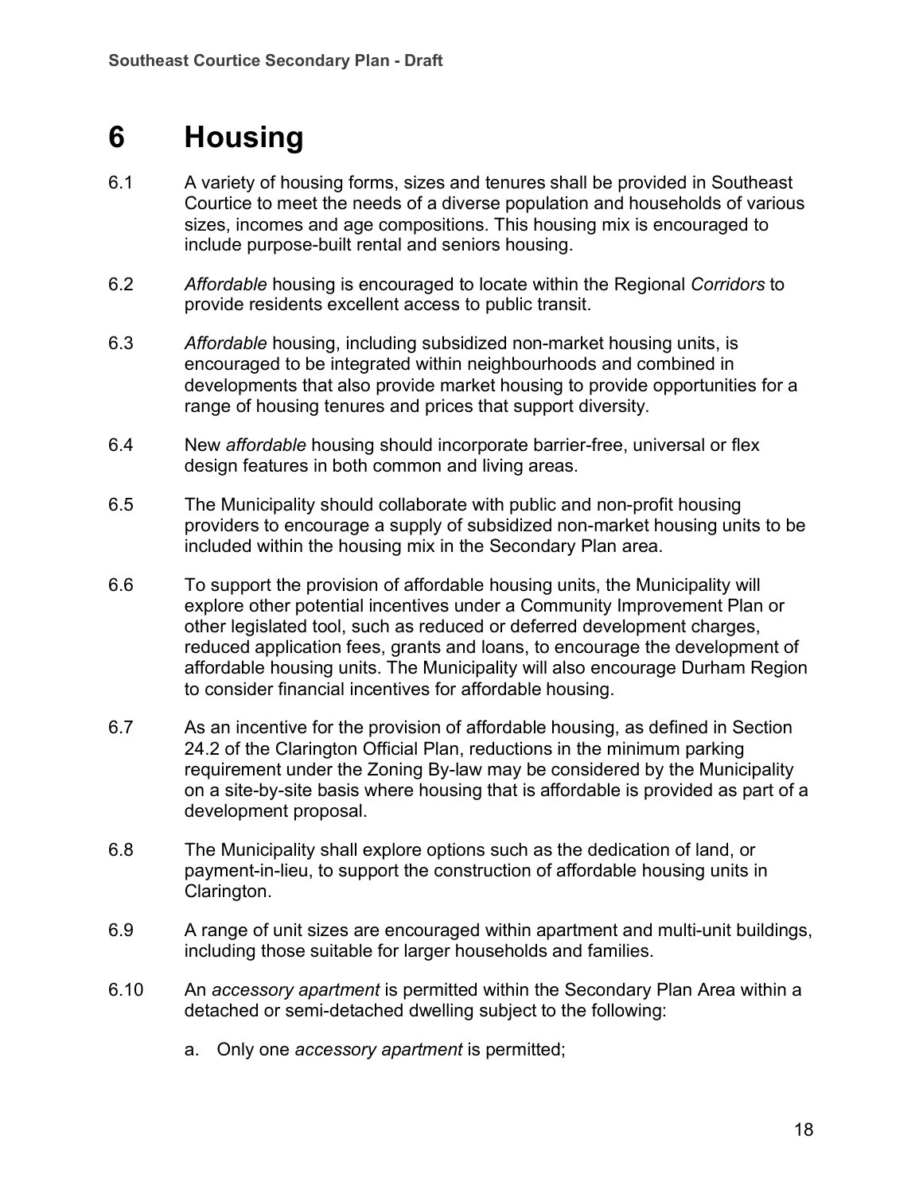# 6 Housing

6.1 A variety of housing forms, sizes and tenures shall be provided in Southeast Courtice to meet the needs of a diverse population and households of various sizes, incomes and age compositions. This housing mix is encouraged to include purpose-built rental and seniors housing.

6.2 *Affordable* housing is encouraged to locate within the Regional *Corridors* to provide residents excellent access to public transit.

6.3 *Affordable* housing, including subsidized non-market housing units, is encouraged to be integrated within neighbourhoods and combined in developments that also provide market housing to provide opportunities for a range of housing tenures and prices that support diversity.

6.4 New *affordable* housing should incorporate barrier-free, universal or flex design features in both common and living areas.

6.5 The Municipality should collaborate with public and non-profit housing providers to encourage a supply of subsidized non-market housing units to be included within the housing mix in the Secondary Plan area.

6.6 To support the provision of affordable housing units, the Municipality will explore other potential incentives under a Community Improvement Plan or other legislated tool, such as reduced or deferred development charges, reduced application fees, grants and loans, to encourage the development of affordable housing units. The Municipality will also encourage Durham Region to consider financial incentives for affordable housing.

6.7 As an incentive for the provision of affordable housing, as defined in Section 24.2 of the Clarington Official Plan, reductions in the minimum parking requirement under the Zoning By-law may be considered by the Municipality on a site-by-site basis where housing that is affordable is provided as part of a development proposal.

6.8 The Municipality shall explore options such as the dedication of land, or payment-in-lieu, to support the construction of affordable housing units in Clarington.

6.9 A range of unit sizes are encouraged within apartment and multi-unit buildings, including those suitable for larger households and families.

6.10 An *accessory apartment* is permitted within the Secondary Plan Area within a detached or semi-detached dwelling subject to the following:

   a. Only one *accessory apartment* is permitted;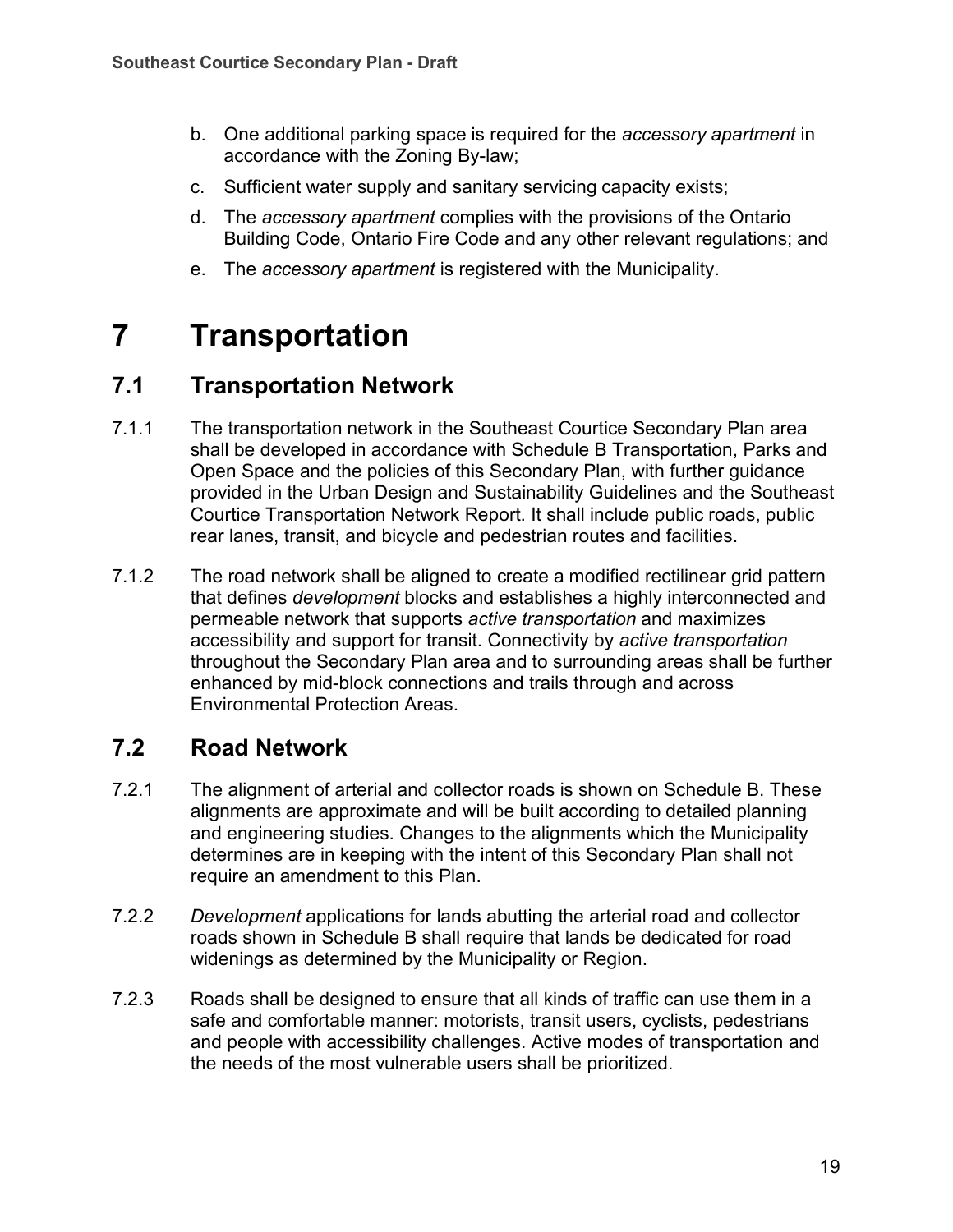b. One additional parking space is required for the *accessory apartment* in accordance with the Zoning By-law;

c. Sufficient water supply and sanitary servicing capacity exists;

d. The *accessory apartment* complies with the provisions of the Ontario Building Code, Ontario Fire Code and any other relevant regulations; and

e. The *accessory apartment* is registered with the Municipality.

# 7 Transportation

## 7.1 Transportation Network

7.1.1 The transportation network in the Southeast Courtice Secondary Plan area shall be developed in accordance with Schedule B Transportation, Parks and Open Space and the policies of this Secondary Plan, with further guidance provided in the Urban Design and Sustainability Guidelines and the Southeast Courtice Transportation Network Report. It shall include public roads, public rear lanes, transit, and bicycle and pedestrian routes and facilities.

7.1.2 The road network shall be aligned to create a modified rectilinear grid pattern that defines *development* blocks and establishes a highly interconnected and permeable network that supports *active transportation* and maximizes accessibility and support for transit. Connectivity by *active transportation* throughout the Secondary Plan area and to surrounding areas shall be further enhanced by mid-block connections and trails through and across Environmental Protection Areas.

## 7.2 Road Network

7.2.1 The alignment of arterial and collector roads is shown on Schedule B. These alignments are approximate and will be built according to detailed planning and engineering studies. Changes to the alignments which the Municipality determines are in keeping with the intent of this Secondary Plan shall not require an amendment to this Plan.

7.2.2 *Development* applications for lands abutting the arterial road and collector roads shown in Schedule B shall require that lands be dedicated for road widenings as determined by the Municipality or Region.

7.2.3 Roads shall be designed to ensure that all kinds of traffic can use them in a safe and comfortable manner: motorists, transit users, cyclists, pedestrians and people with accessibility challenges. Active modes of transportation and the needs of the most vulnerable users shall be prioritized.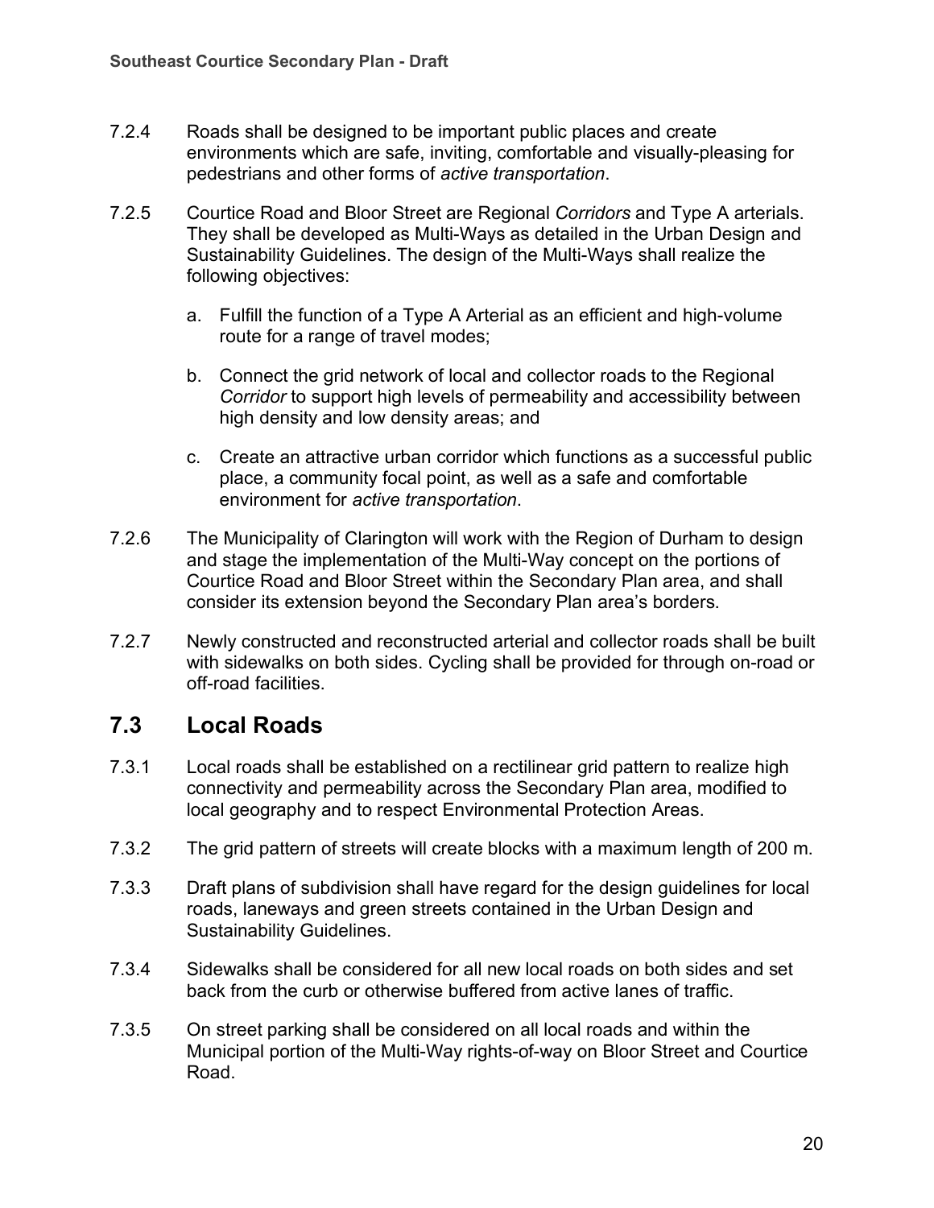7.2.4 Roads shall be designed to be important public places and create environments which are safe, inviting, comfortable and visually-pleasing for pedestrians and other forms of *active transportation*.

7.2.5 Courtice Road and Bloor Street are Regional *Corridors* and Type A arterials. They shall be developed as Multi-Ways as detailed in the Urban Design and Sustainability Guidelines. The design of the Multi-Ways shall realize the following objectives:

a. Fulfill the function of a Type A Arterial as an efficient and high-volume route for a range of travel modes;

b. Connect the grid network of local and collector roads to the Regional *Corridor* to support high levels of permeability and accessibility between high density and low density areas; and

c. Create an attractive urban corridor which functions as a successful public place, a community focal point, as well as a safe and comfortable environment for *active transportation*.

7.2.6 The Municipality of Clarington will work with the Region of Durham to design and stage the implementation of the Multi-Way concept on the portions of Courtice Road and Bloor Street within the Secondary Plan area, and shall consider its extension beyond the Secondary Plan area's borders.

7.2.7 Newly constructed and reconstructed arterial and collector roads shall be built with sidewalks on both sides. Cycling shall be provided for through on-road or off-road facilities.

## 7.3 Local Roads

7.3.1 Local roads shall be established on a rectilinear grid pattern to realize high connectivity and permeability across the Secondary Plan area, modified to local geography and to respect Environmental Protection Areas.

7.3.2 The grid pattern of streets will create blocks with a maximum length of 200 m.

7.3.3 Draft plans of subdivision shall have regard for the design guidelines for local roads, laneways and green streets contained in the Urban Design and Sustainability Guidelines.

7.3.4 Sidewalks shall be considered for all new local roads on both sides and set back from the curb or otherwise buffered from active lanes of traffic.

7.3.5 On street parking shall be considered on all local roads and within the Municipal portion of the Multi-Way rights-of-way on Bloor Street and Courtice Road.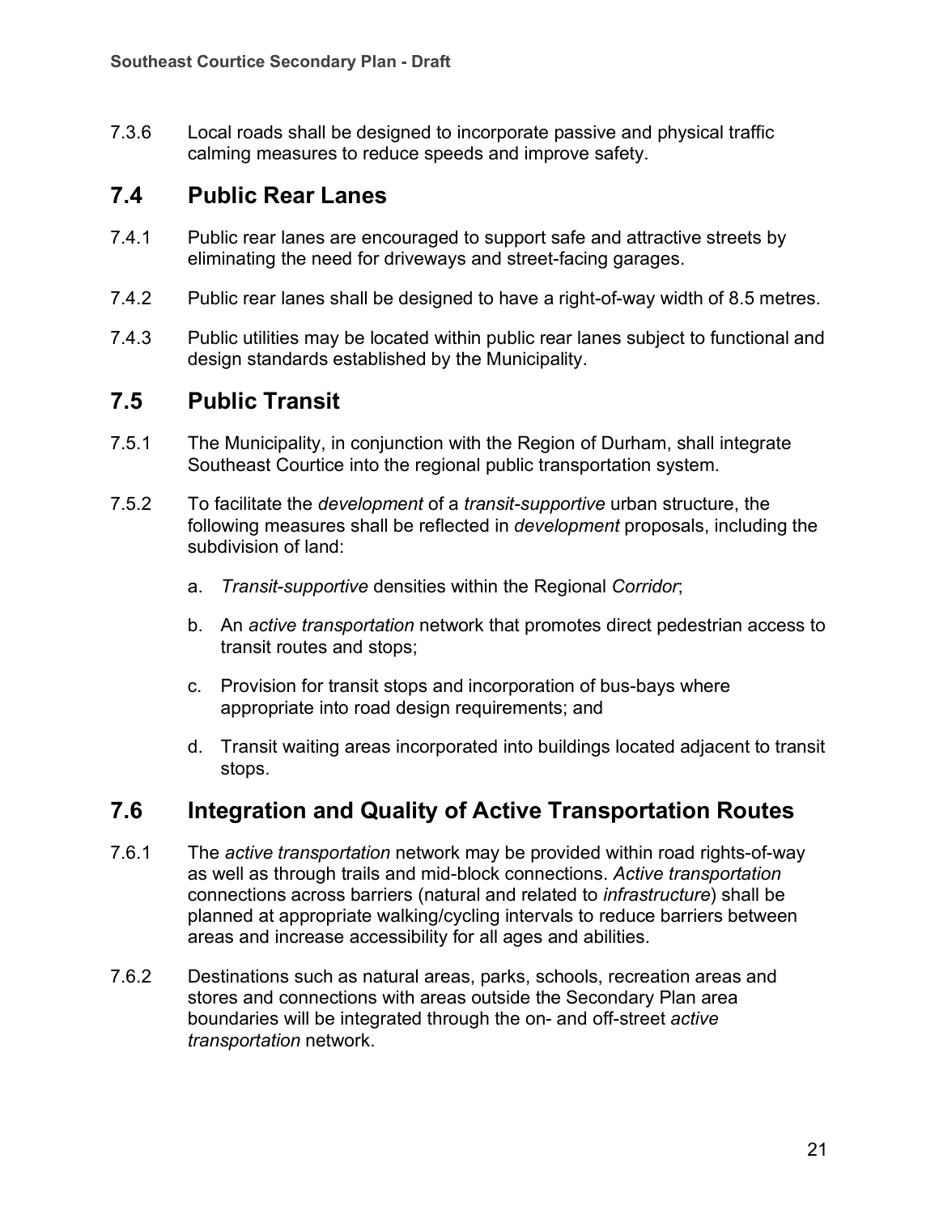7.3.6 Local roads shall be designed to incorporate passive and physical traffic calming measures to reduce speeds and improve safety.

## 7.4 Public Rear Lanes

7.4.1 Public rear lanes are encouraged to support safe and attractive streets by eliminating the need for driveways and street-facing garages.

7.4.2 Public rear lanes shall be designed to have a right-of-way width of 8.5 metres.

7.4.3 Public utilities may be located within public rear lanes subject to functional and design standards established by the Municipality.

## 7.5 Public Transit

7.5.1 The Municipality, in conjunction with the Region of Durham, shall integrate Southeast Courtice into the regional public transportation system.

7.5.2 To facilitate the *development* of a *transit-supportive* urban structure, the following measures shall be reflected in *development* proposals, including the subdivision of land:

a. *Transit-supportive* densities within the Regional *Corridor*;

b. An *active transportation* network that promotes direct pedestrian access to transit routes and stops;

c. Provision for transit stops and incorporation of bus-bays where appropriate into road design requirements; and

d. Transit waiting areas incorporated into buildings located adjacent to transit stops.

## 7.6 Integration and Quality of Active Transportation Routes

7.6.1 The *active transportation* network may be provided within road rights-of-way as well as through trails and mid-block connections. *Active transportation* connections across barriers (natural and related to *infrastructure*) shall be planned at appropriate walking/cycling intervals to reduce barriers between areas and increase accessibility for all ages and abilities.

7.6.2 Destinations such as natural areas, parks, schools, recreation areas and stores and connections with areas outside the Secondary Plan area boundaries will be integrated through the on- and off-street *active transportation* network.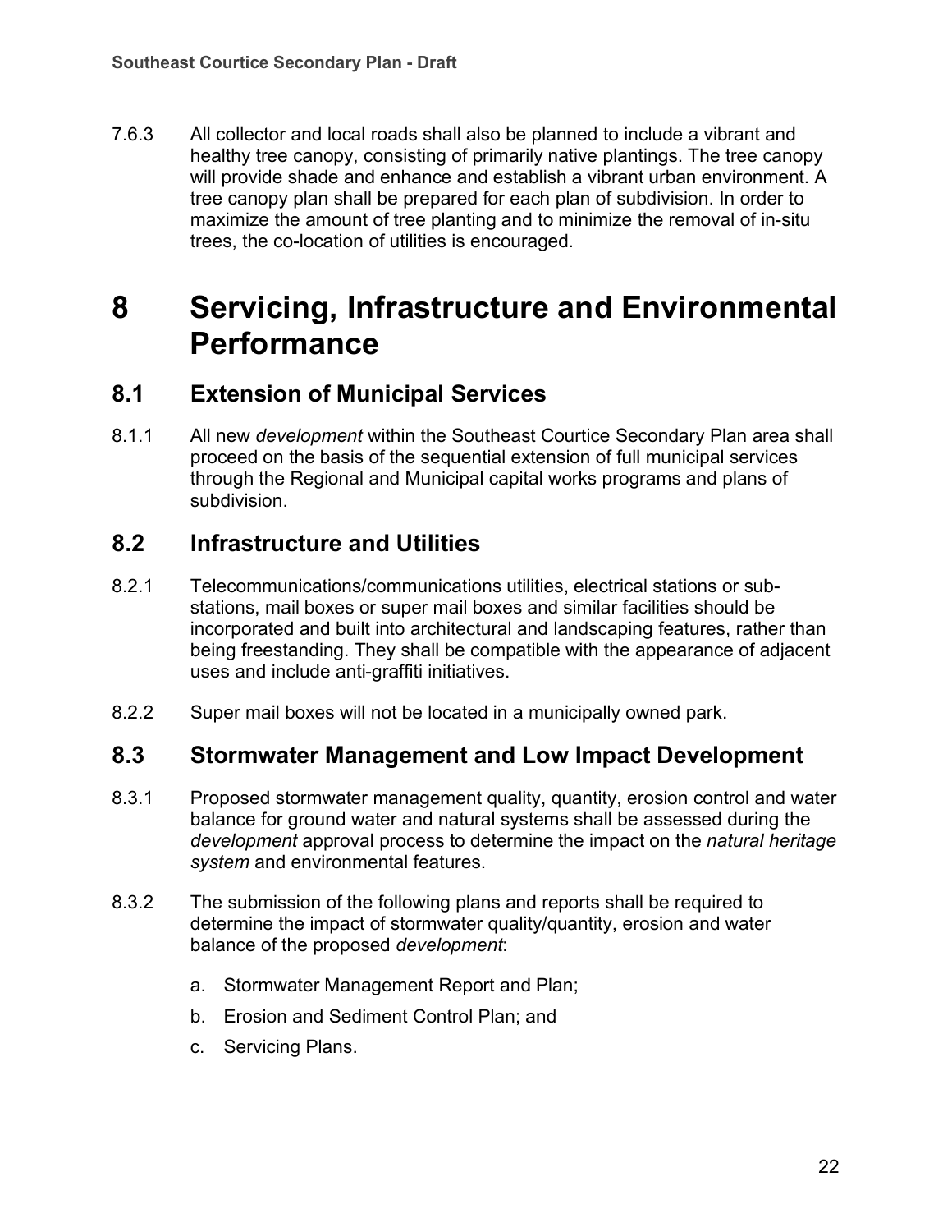7.6.3 All collector and local roads shall also be planned to include a vibrant and healthy tree canopy, consisting of primarily native plantings. The tree canopy will provide shade and enhance and establish a vibrant urban environment. A tree canopy plan shall be prepared for each plan of subdivision. In order to maximize the amount of tree planting and to minimize the removal of in-situ trees, the co-location of utilities is encouraged.

# 8 Servicing, Infrastructure and Environmental Performance

## 8.1 Extension of Municipal Services

8.1.1 All new *development* within the Southeast Courtice Secondary Plan area shall proceed on the basis of the sequential extension of full municipal services through the Regional and Municipal capital works programs and plans of subdivision.

## 8.2 Infrastructure and Utilities

8.2.1 Telecommunications/communications utilities, electrical stations or sub-stations, mail boxes or super mail boxes and similar facilities should be incorporated and built into architectural and landscaping features, rather than being freestanding. They shall be compatible with the appearance of adjacent uses and include anti-graffiti initiatives.

8.2.2 Super mail boxes will not be located in a municipally owned park.

## 8.3 Stormwater Management and Low Impact Development

8.3.1 Proposed stormwater management quality, quantity, erosion control and water balance for ground water and natural systems shall be assessed during the *development* approval process to determine the impact on the *natural heritage system* and environmental features.

8.3.2 The submission of the following plans and reports shall be required to determine the impact of stormwater quality/quantity, erosion and water balance of the proposed *development*:

a. Stormwater Management Report and Plan;

b. Erosion and Sediment Control Plan; and

c. Servicing Plans.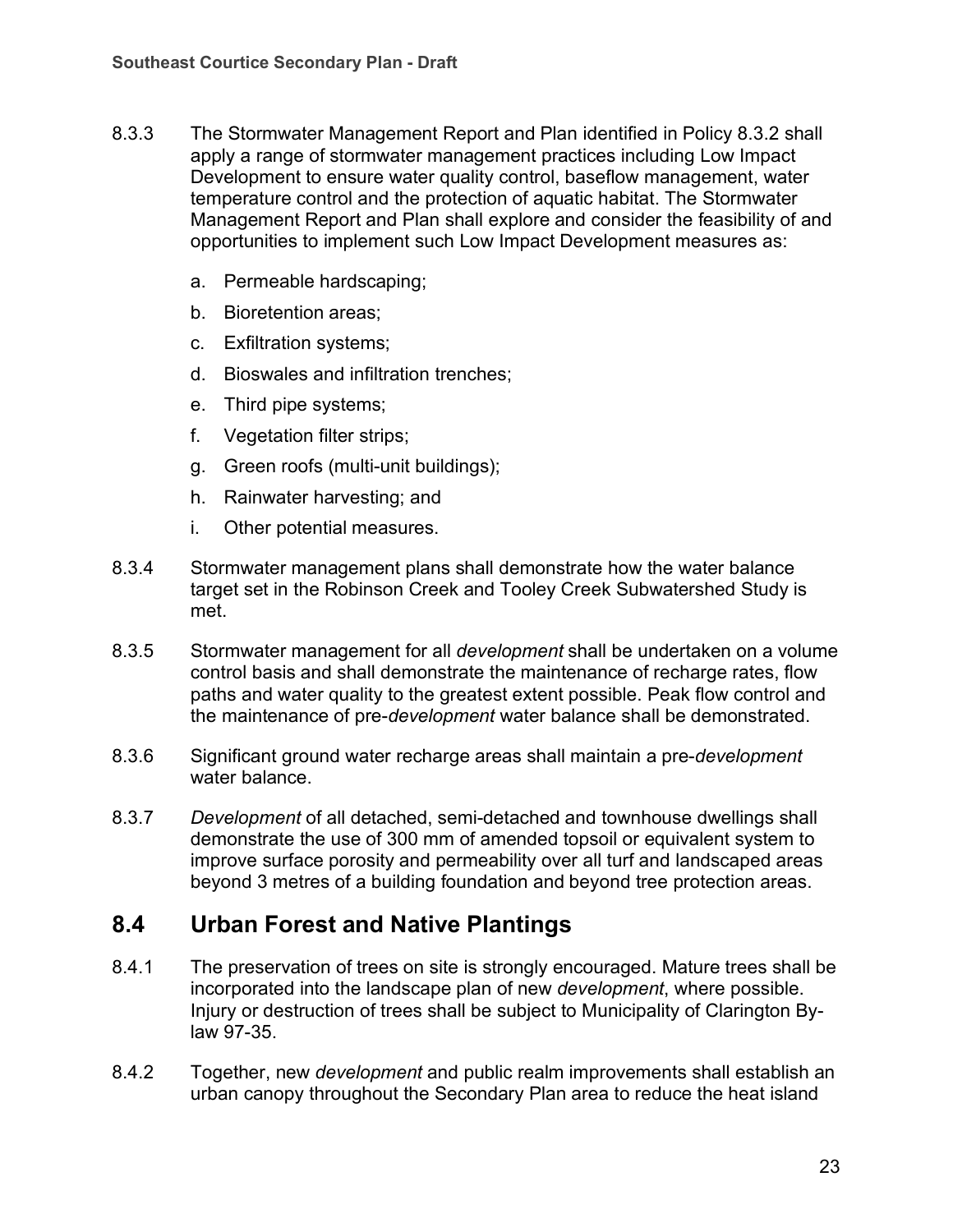8.3.3 The Stormwater Management Report and Plan identified in Policy 8.3.2 shall apply a range of stormwater management practices including Low Impact Development to ensure water quality control, baseflow management, water temperature control and the protection of aquatic habitat. The Stormwater Management Report and Plan shall explore and consider the feasibility of and opportunities to implement such Low Impact Development measures as:

a. Permeable hardscaping;

b. Bioretention areas;

c. Exfiltration systems;

d. Bioswales and infiltration trenches;

e. Third pipe systems;

f. Vegetation filter strips;

g. Green roofs (multi-unit buildings);

h. Rainwater harvesting; and

i. Other potential measures.

8.3.4 Stormwater management plans shall demonstrate how the water balance target set in the Robinson Creek and Tooley Creek Subwatershed Study is met.

8.3.5 Stormwater management for all *development* shall be undertaken on a volume control basis and shall demonstrate the maintenance of recharge rates, flow paths and water quality to the greatest extent possible. Peak flow control and the maintenance of pre-*development* water balance shall be demonstrated.

8.3.6 Significant ground water recharge areas shall maintain a pre-*development* water balance.

8.3.7 *Development* of all detached, semi-detached and townhouse dwellings shall demonstrate the use of 300 mm of amended topsoil or equivalent system to improve surface porosity and permeability over all turf and landscaped areas beyond 3 metres of a building foundation and beyond tree protection areas.

## 8.4 Urban Forest and Native Plantings

8.4.1 The preservation of trees on site is strongly encouraged. Mature trees shall be incorporated into the landscape plan of new *development*, where possible. Injury or destruction of trees shall be subject to Municipality of Clarington By-law 97-35.

8.4.2 Together, new *development* and public realm improvements shall establish an urban canopy throughout the Secondary Plan area to reduce the heat island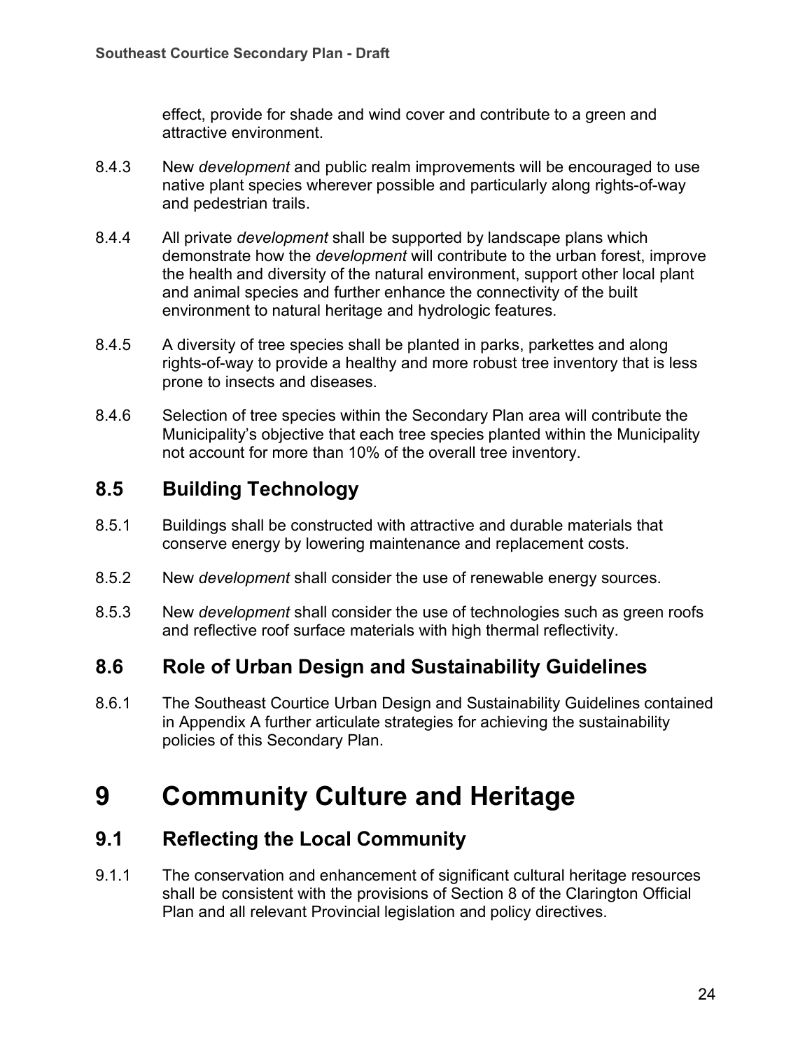effect, provide for shade and wind cover and contribute to a green and attractive environment.

8.4.3 New *development* and public realm improvements will be encouraged to use native plant species wherever possible and particularly along rights-of-way and pedestrian trails.

8.4.4 All private *development* shall be supported by landscape plans which demonstrate how the *development* will contribute to the urban forest, improve the health and diversity of the natural environment, support other local plant and animal species and further enhance the connectivity of the built environment to natural heritage and hydrologic features.

8.4.5 A diversity of tree species shall be planted in parks, parkettes and along rights-of-way to provide a healthy and more robust tree inventory that is less prone to insects and diseases.

8.4.6 Selection of tree species within the Secondary Plan area will contribute the Municipality's objective that each tree species planted within the Municipality not account for more than 10% of the overall tree inventory.

## 8.5 Building Technology

8.5.1 Buildings shall be constructed with attractive and durable materials that conserve energy by lowering maintenance and replacement costs.

8.5.2 New *development* shall consider the use of renewable energy sources.

8.5.3 New *development* shall consider the use of technologies such as green roofs and reflective roof surface materials with high thermal reflectivity.

## 8.6 Role of Urban Design and Sustainability Guidelines

8.6.1 The Southeast Courtice Urban Design and Sustainability Guidelines contained in Appendix A further articulate strategies for achieving the sustainability policies of this Secondary Plan.

# 9 Community Culture and Heritage

## 9.1 Reflecting the Local Community

9.1.1 The conservation and enhancement of significant cultural heritage resources shall be consistent with the provisions of Section 8 of the Clarington Official Plan and all relevant Provincial legislation and policy directives.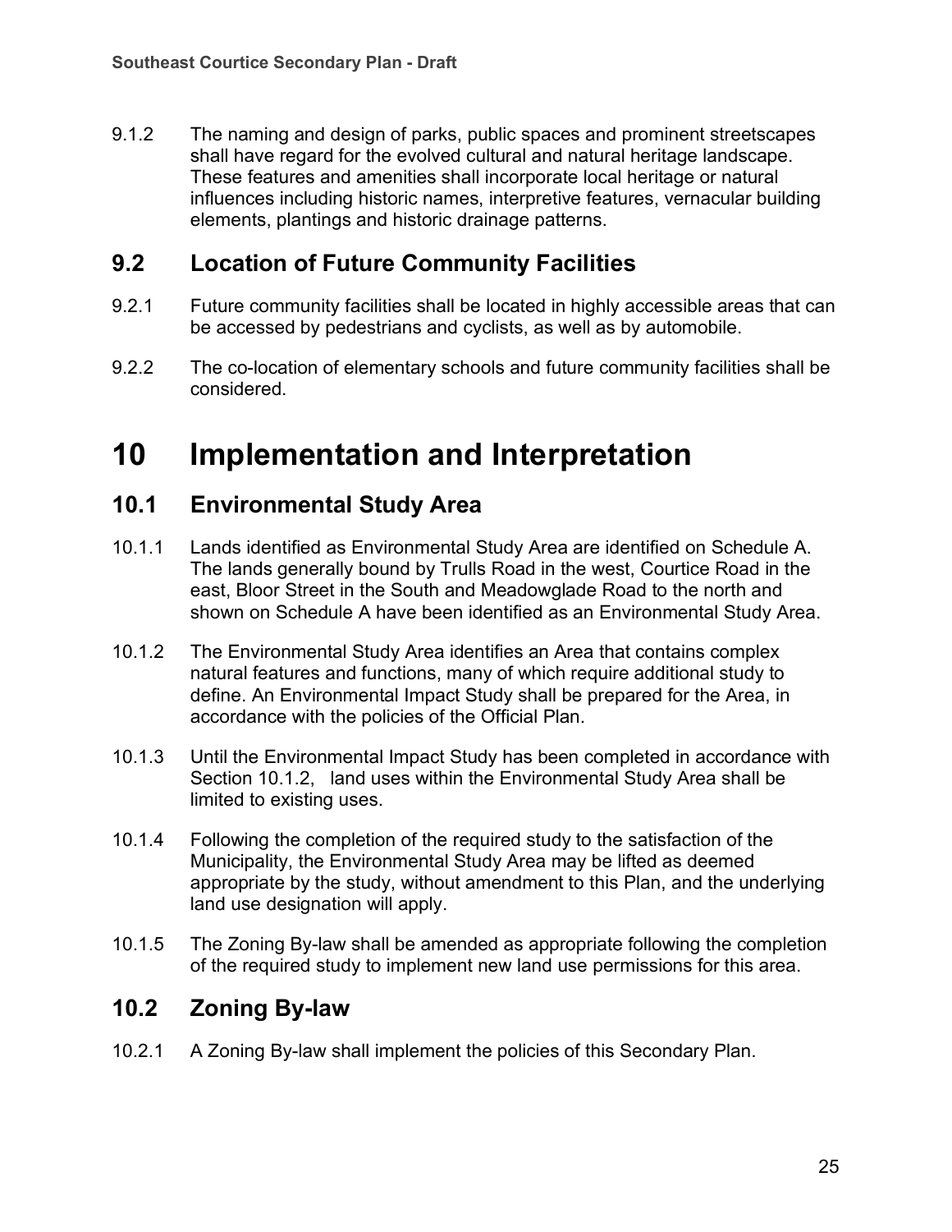9.1.2 The naming and design of parks, public spaces and prominent streetscapes shall have regard for the evolved cultural and natural heritage landscape. These features and amenities shall incorporate local heritage or natural influences including historic names, interpretive features, vernacular building elements, plantings and historic drainage patterns.

## 9.2 Location of Future Community Facilities

9.2.1 Future community facilities shall be located in highly accessible areas that can be accessed by pedestrians and cyclists, as well as by automobile.

9.2.2 The co-location of elementary schools and future community facilities shall be considered.

# 10 Implementation and Interpretation

## 10.1 Environmental Study Area

10.1.1 Lands identified as Environmental Study Area are identified on Schedule A. The lands generally bound by Trulls Road in the west, Courtice Road in the east, Bloor Street in the South and Meadowglade Road to the north and shown on Schedule A have been identified as an Environmental Study Area.

10.1.2 The Environmental Study Area identifies an Area that contains complex natural features and functions, many of which require additional study to define. An Environmental Impact Study shall be prepared for the Area, in accordance with the policies of the Official Plan.

10.1.3 Until the Environmental Impact Study has been completed in accordance with Section 10.1.2, land uses within the Environmental Study Area shall be limited to existing uses.

10.1.4 Following the completion of the required study to the satisfaction of the Municipality, the Environmental Study Area may be lifted as deemed appropriate by the study, without amendment to this Plan, and the underlying land use designation will apply.

10.1.5 The Zoning By-law shall be amended as appropriate following the completion of the required study to implement new land use permissions for this area.

## 10.2 Zoning By-law

10.2.1 A Zoning By-law shall implement the policies of this Secondary Plan.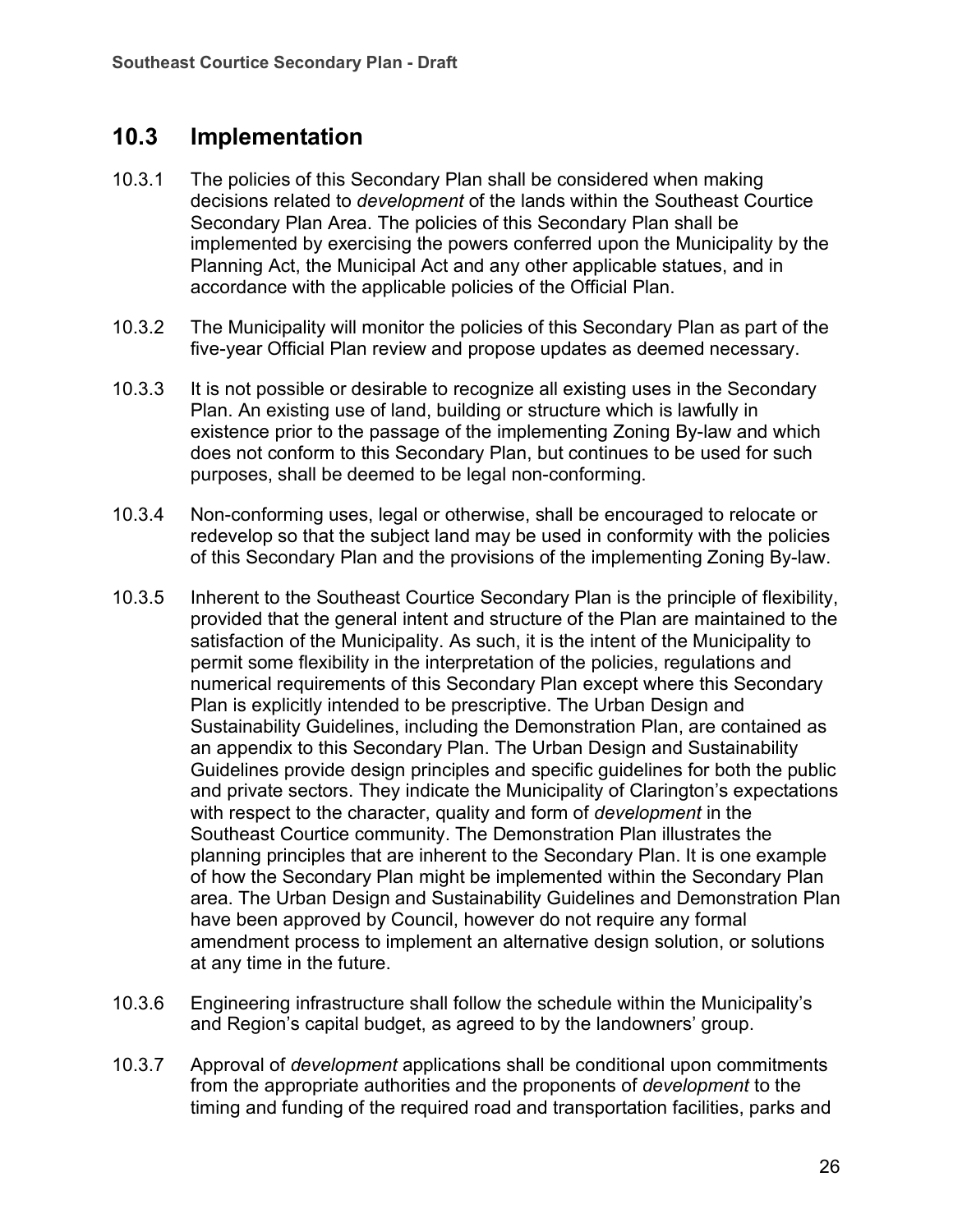## 10.3 Implementation

10.3.1 The policies of this Secondary Plan shall be considered when making decisions related to *development* of the lands within the Southeast Courtice Secondary Plan Area. The policies of this Secondary Plan shall be implemented by exercising the powers conferred upon the Municipality by the Planning Act, the Municipal Act and any other applicable statues, and in accordance with the applicable policies of the Official Plan.

10.3.2 The Municipality will monitor the policies of this Secondary Plan as part of the five-year Official Plan review and propose updates as deemed necessary.

10.3.3 It is not possible or desirable to recognize all existing uses in the Secondary Plan. An existing use of land, building or structure which is lawfully in existence prior to the passage of the implementing Zoning By-law and which does not conform to this Secondary Plan, but continues to be used for such purposes, shall be deemed to be legal non-conforming.

10.3.4 Non-conforming uses, legal or otherwise, shall be encouraged to relocate or redevelop so that the subject land may be used in conformity with the policies of this Secondary Plan and the provisions of the implementing Zoning By-law.

10.3.5 Inherent to the Southeast Courtice Secondary Plan is the principle of flexibility, provided that the general intent and structure of the Plan are maintained to the satisfaction of the Municipality. As such, it is the intent of the Municipality to permit some flexibility in the interpretation of the policies, regulations and numerical requirements of this Secondary Plan except where this Secondary Plan is explicitly intended to be prescriptive. The Urban Design and Sustainability Guidelines, including the Demonstration Plan, are contained as an appendix to this Secondary Plan. The Urban Design and Sustainability Guidelines provide design principles and specific guidelines for both the public and private sectors. They indicate the Municipality of Clarington's expectations with respect to the character, quality and form of *development* in the Southeast Courtice community. The Demonstration Plan illustrates the planning principles that are inherent to the Secondary Plan. It is one example of how the Secondary Plan might be implemented within the Secondary Plan area. The Urban Design and Sustainability Guidelines and Demonstration Plan have been approved by Council, however do not require any formal amendment process to implement an alternative design solution, or solutions at any time in the future.

10.3.6 Engineering infrastructure shall follow the schedule within the Municipality's and Region's capital budget, as agreed to by the landowners' group.

10.3.7 Approval of *development* applications shall be conditional upon commitments from the appropriate authorities and the proponents of *development* to the timing and funding of the required road and transportation facilities, parks and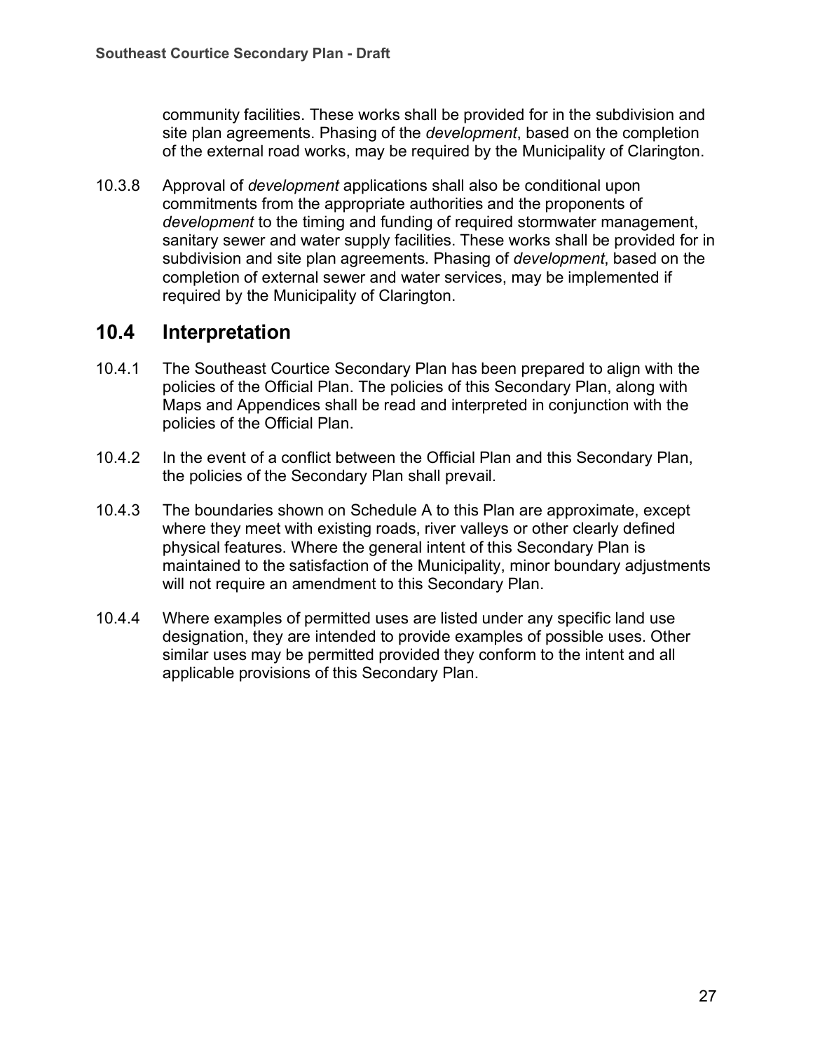community facilities. These works shall be provided for in the subdivision and site plan agreements. Phasing of the *development*, based on the completion of the external road works, may be required by the Municipality of Clarington.

10.3.8 Approval of *development* applications shall also be conditional upon commitments from the appropriate authorities and the proponents of *development* to the timing and funding of required stormwater management, sanitary sewer and water supply facilities. These works shall be provided for in subdivision and site plan agreements. Phasing of *development*, based on the completion of external sewer and water services, may be implemented if required by the Municipality of Clarington.

## 10.4 Interpretation

10.4.1 The Southeast Courtice Secondary Plan has been prepared to align with the policies of the Official Plan. The policies of this Secondary Plan, along with Maps and Appendices shall be read and interpreted in conjunction with the policies of the Official Plan.

10.4.2 In the event of a conflict between the Official Plan and this Secondary Plan, the policies of the Secondary Plan shall prevail.

10.4.3 The boundaries shown on Schedule A to this Plan are approximate, except where they meet with existing roads, river valleys or other clearly defined physical features. Where the general intent of this Secondary Plan is maintained to the satisfaction of the Municipality, minor boundary adjustments will not require an amendment to this Secondary Plan.

10.4.4 Where examples of permitted uses are listed under any specific land use designation, they are intended to provide examples of possible uses. Other similar uses may be permitted provided they conform to the intent and all applicable provisions of this Secondary Plan.